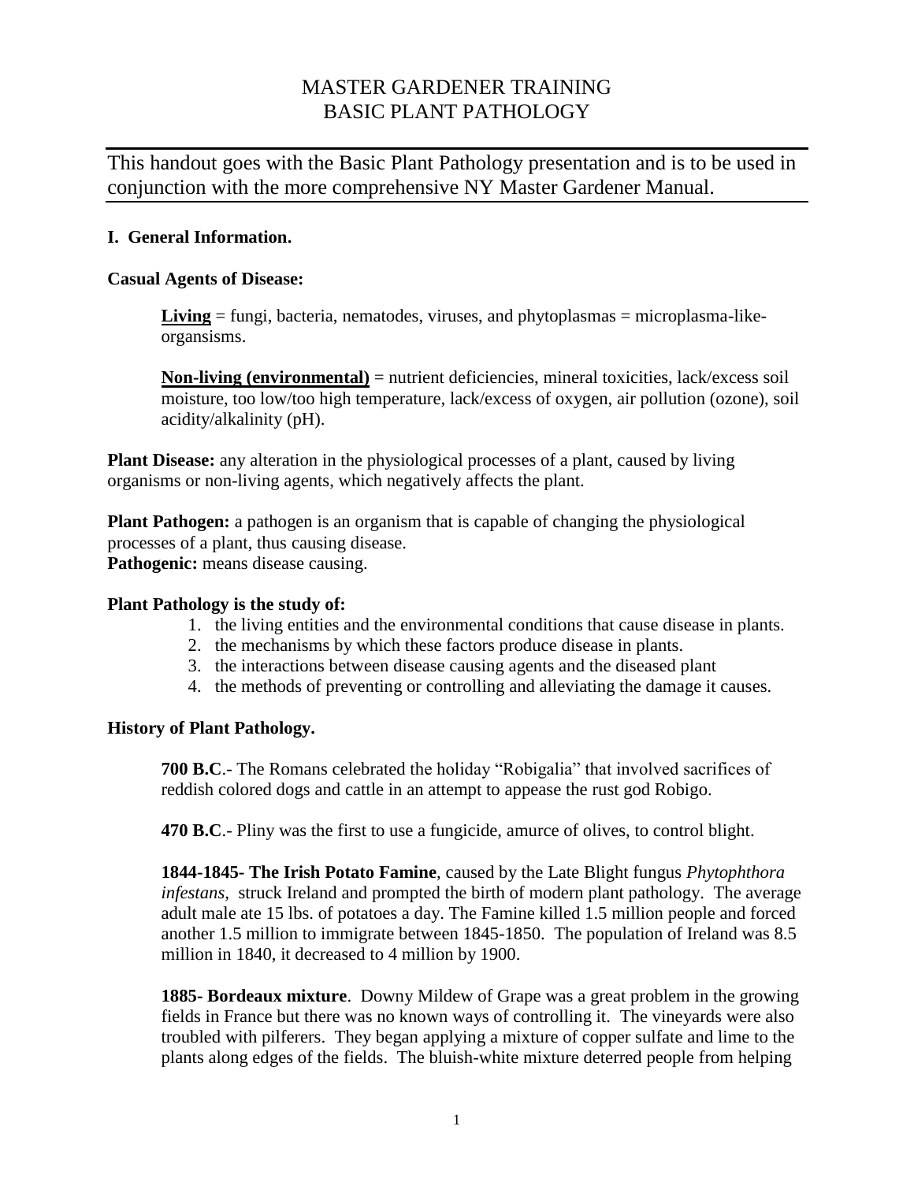# MASTER GARDENER TRAINING
# BASIC PLANT PATHOLOGY

This handout goes with the Basic Plant Pathology presentation and is to be used in conjunction with the more comprehensive NY Master Gardener Manual.

## I. General Information.

### Casual Agents of Disease:

**Living** = fungi, bacteria, nematodes, viruses, and phytoplasmas = microplasma-like-organsisms.

**Non-living (environmental)** = nutrient deficiencies, mineral toxicities, lack/excess soil moisture, too low/too high temperature, lack/excess of oxygen, air pollution (ozone), soil acidity/alkalinity (pH).

**Plant Disease:** any alteration in the physiological processes of a plant, caused by living organisms or non-living agents, which negatively affects the plant.

**Plant Pathogen:** a pathogen is an organism that is capable of changing the physiological processes of a plant, thus causing disease.
**Pathogenic:** means disease causing.

### Plant Pathology is the study of:

1. the living entities and the environmental conditions that cause disease in plants.
2. the mechanisms by which these factors produce disease in plants.
3. the interactions between disease causing agents and the diseased plant
4. the methods of preventing or controlling and alleviating the damage it causes.

### History of Plant Pathology.

**700 B.C**.- The Romans celebrated the holiday "Robigalia" that involved sacrifices of reddish colored dogs and cattle in an attempt to appease the rust god Robigo.

**470 B.C**.- Pliny was the first to use a fungicide, amurce of olives, to control blight.

**1844-1845- The Irish Potato Famine**, caused by the Late Blight fungus *Phytophthora infestans*, struck Ireland and prompted the birth of modern plant pathology. The average adult male ate 15 lbs. of potatoes a day. The Famine killed 1.5 million people and forced another 1.5 million to immigrate between 1845-1850. The population of Ireland was 8.5 million in 1840, it decreased to 4 million by 1900.

**1885- Bordeaux mixture**. Downy Mildew of Grape was a great problem in the growing fields in France but there was no known ways of controlling it. The vineyards were also troubled with pilferers. They began applying a mixture of copper sulfate and lime to the plants along edges of the fields. The bluish-white mixture deterred people from helping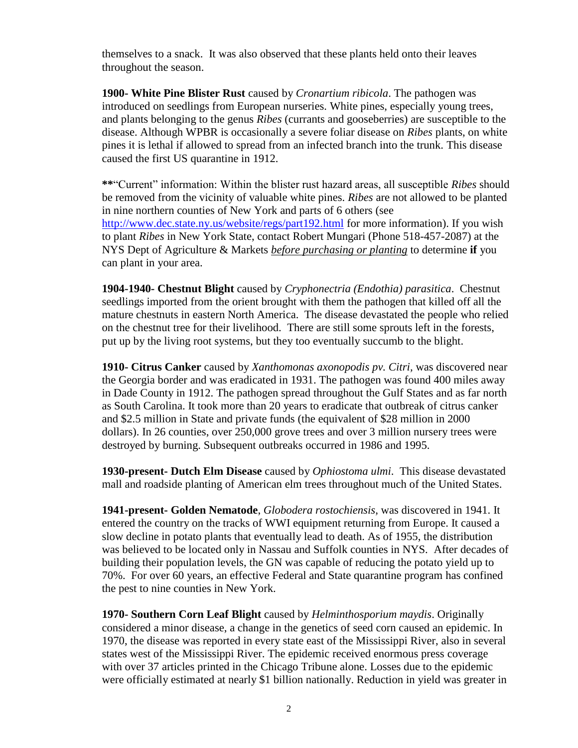themselves to a snack. It was also observed that these plants held onto their leaves throughout the season.

**1900- White Pine Blister Rust** caused by *Cronartium ribicola*. The pathogen was introduced on seedlings from European nurseries. White pines, especially young trees, and plants belonging to the genus *Ribes* (currants and gooseberries) are susceptible to the disease. Although WPBR is occasionally a severe foliar disease on *Ribes* plants, on white pines it is lethal if allowed to spread from an infected branch into the trunk. This disease caused the first US quarantine in 1912.

**\*\***"Current" information: Within the blister rust hazard areas, all susceptible *Ribes* should be removed from the vicinity of valuable white pines. *Ribes* are not allowed to be planted in nine northern counties of New York and parts of 6 others (see http://www.dec.state.ny.us/website/regs/part192.html for more information). If you wish to plant *Ribes* in New York State, contact Robert Mungari (Phone 518-457-2087) at the NYS Dept of Agriculture & Markets *before purchasing or planting* to determine **if** you can plant in your area.

**1904-1940- Chestnut Blight** caused by *Cryphonectria (Endothia) parasitica*. Chestnut seedlings imported from the orient brought with them the pathogen that killed off all the mature chestnuts in eastern North America. The disease devastated the people who relied on the chestnut tree for their livelihood. There are still some sprouts left in the forests, put up by the living root systems, but they too eventually succumb to the blight.

**1910- Citrus Canker** caused by *Xanthomonas axonopodis pv. Citri*, was discovered near the Georgia border and was eradicated in 1931. The pathogen was found 400 miles away in Dade County in 1912. The pathogen spread throughout the Gulf States and as far north as South Carolina. It took more than 20 years to eradicate that outbreak of citrus canker and $2.5 million in State and private funds (the equivalent of $28 million in 2000 dollars). In 26 counties, over 250,000 grove trees and over 3 million nursery trees were destroyed by burning. Subsequent outbreaks occurred in 1986 and 1995.

**1930-present- Dutch Elm Disease** caused by *Ophiostoma ulmi*. This disease devastated mall and roadside planting of American elm trees throughout much of the United States.

**1941-present- Golden Nematode**, *Globodera rostochiensis*, was discovered in 1941. It entered the country on the tracks of WWI equipment returning from Europe. It caused a slow decline in potato plants that eventually lead to death. As of 1955, the distribution was believed to be located only in Nassau and Suffolk counties in NYS. After decades of building their population levels, the GN was capable of reducing the potato yield up to 70%. For over 60 years, an effective Federal and State quarantine program has confined the pest to nine counties in New York.

**1970- Southern Corn Leaf Blight** caused by *Helminthosporium maydis*. Originally considered a minor disease, a change in the genetics of seed corn caused an epidemic. In 1970, the disease was reported in every state east of the Mississippi River, also in several states west of the Mississippi River. The epidemic received enormous press coverage with over 37 articles printed in the Chicago Tribune alone. Losses due to the epidemic were officially estimated at nearly $1 billion nationally. Reduction in yield was greater in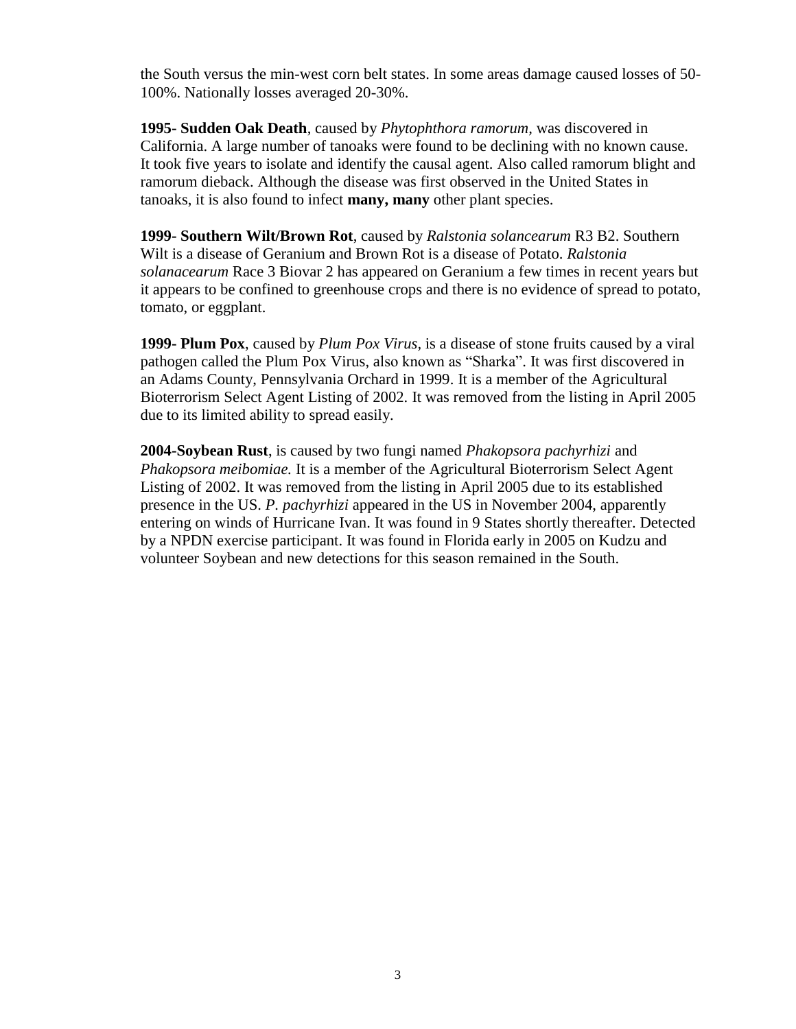the South versus the min-west corn belt states. In some areas damage caused losses of 50-100%. Nationally losses averaged 20-30%.

**1995- Sudden Oak Death**, caused by *Phytophthora ramorum*, was discovered in California. A large number of tanoaks were found to be declining with no known cause. It took five years to isolate and identify the causal agent. Also called ramorum blight and ramorum dieback. Although the disease was first observed in the United States in tanoaks, it is also found to infect **many, many** other plant species.

**1999- Southern Wilt/Brown Rot**, caused by *Ralstonia solancearum* R3 B2. Southern Wilt is a disease of Geranium and Brown Rot is a disease of Potato. *Ralstonia solanacearum* Race 3 Biovar 2 has appeared on Geranium a few times in recent years but it appears to be confined to greenhouse crops and there is no evidence of spread to potato, tomato, or eggplant.

**1999- Plum Pox**, caused by *Plum Pox Virus,* is a disease of stone fruits caused by a viral pathogen called the Plum Pox Virus, also known as "Sharka". It was first discovered in an Adams County, Pennsylvania Orchard in 1999. It is a member of the Agricultural Bioterrorism Select Agent Listing of 2002. It was removed from the listing in April 2005 due to its limited ability to spread easily.

**2004-Soybean Rust**, is caused by two fungi named *Phakopsora pachyrhizi* and *Phakopsora meibomiae.* It is a member of the Agricultural Bioterrorism Select Agent Listing of 2002. It was removed from the listing in April 2005 due to its established presence in the US. *P. pachyrhizi* appeared in the US in November 2004, apparently entering on winds of Hurricane Ivan. It was found in 9 States shortly thereafter. Detected by a NPDN exercise participant. It was found in Florida early in 2005 on Kudzu and volunteer Soybean and new detections for this season remained in the South.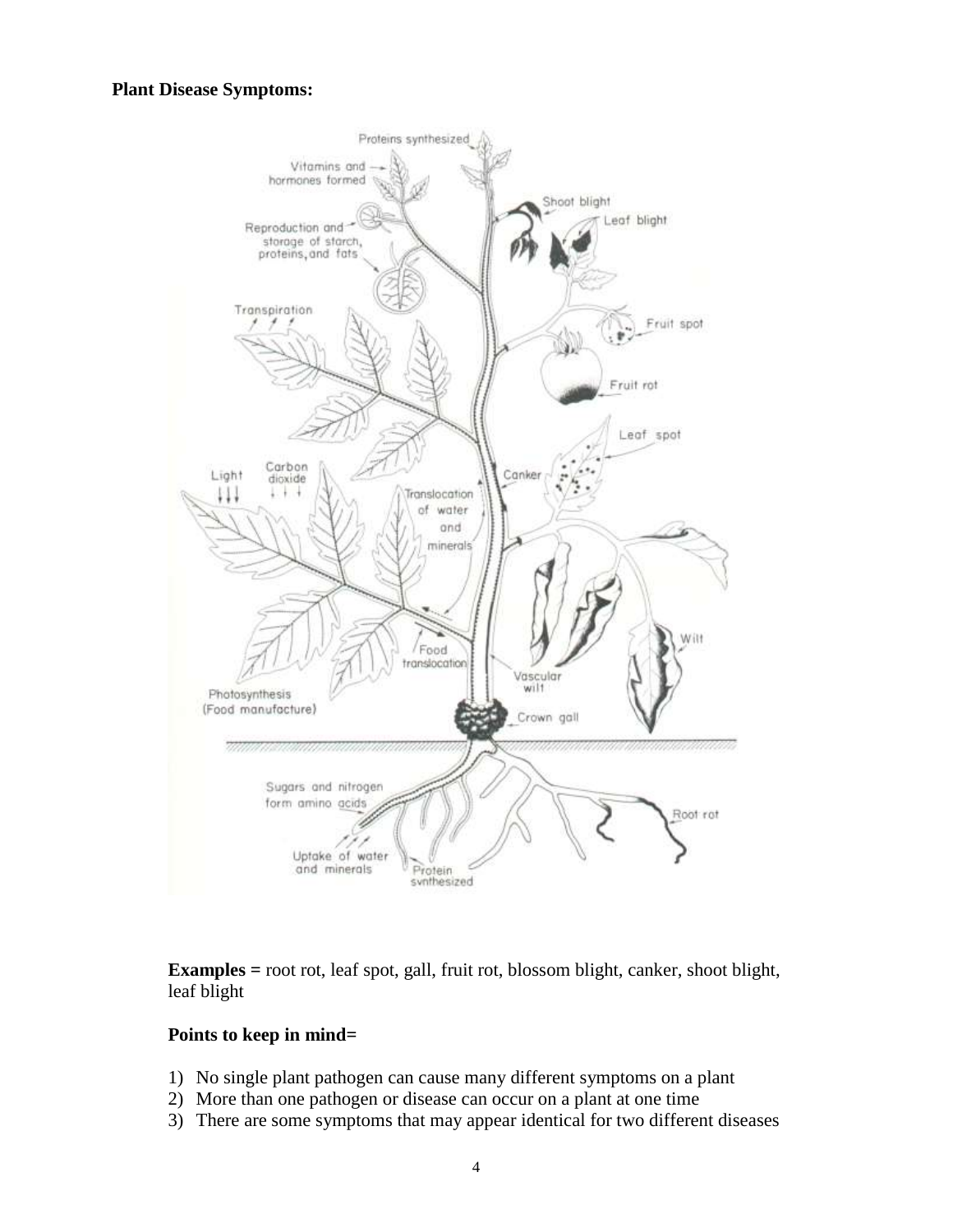**Plant Disease Symptoms:**

**Examples =** root rot, leaf spot, gall, fruit rot, blossom blight, canker, shoot blight, leaf blight

**Points to keep in mind=**

1) No single plant pathogen can cause many different symptoms on a plant
2) More than one pathogen or disease can occur on a plant at one time
3) There are some symptoms that may appear identical for two different diseases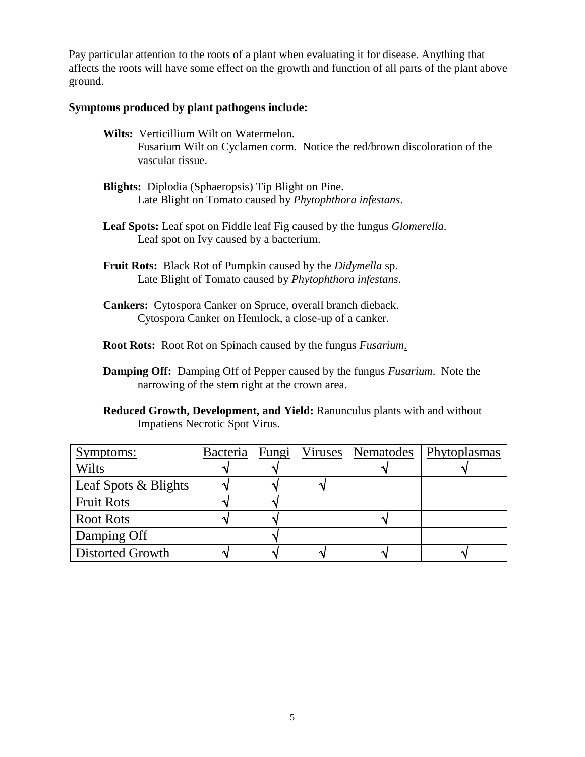Pay particular attention to the roots of a plant when evaluating it for disease. Anything that affects the roots will have some effect on the growth and function of all parts of the plant above ground.

**Symptoms produced by plant pathogens include:**

**Wilts:** Verticillium Wilt on Watermelon.
Fusarium Wilt on Cyclamen corm. Notice the red/brown discoloration of the vascular tissue.

**Blights:** Diplodia (Sphaeropsis) Tip Blight on Pine.
Late Blight on Tomato caused by *Phytophthora infestans*.

**Leaf Spots:** Leaf spot on Fiddle leaf Fig caused by the fungus *Glomerella*.
Leaf spot on Ivy caused by a bacterium.

**Fruit Rots:** Black Rot of Pumpkin caused by the *Didymella* sp.
Late Blight of Tomato caused by *Phytophthora infestans*.

**Cankers:** Cytospora Canker on Spruce, overall branch dieback.
Cytospora Canker on Hemlock, a close-up of a canker.

**Root Rots:** Root Rot on Spinach caused by the fungus *Fusarium*.

**Damping Off:** Damping Off of Pepper caused by the fungus *Fusarium*. Note the narrowing of the stem right at the crown area.

**Reduced Growth, Development, and Yield:** Ranunculus plants with and without Impatiens Necrotic Spot Virus.

| Symptoms: | Bacteria | Fungi | Viruses | Nematodes | Phytoplasmas |
|---|---|---|---|---|---|
| Wilts | √ | √ | | √ | √ |
| Leaf Spots & Blights | √ | √ | √ | | |
| Fruit Rots | √ | √ | | | |
| Root Rots | √ | √ | | √ | |
| Damping Off | | √ | | | |
| Distorted Growth | √ | √ | √ | √ | √ |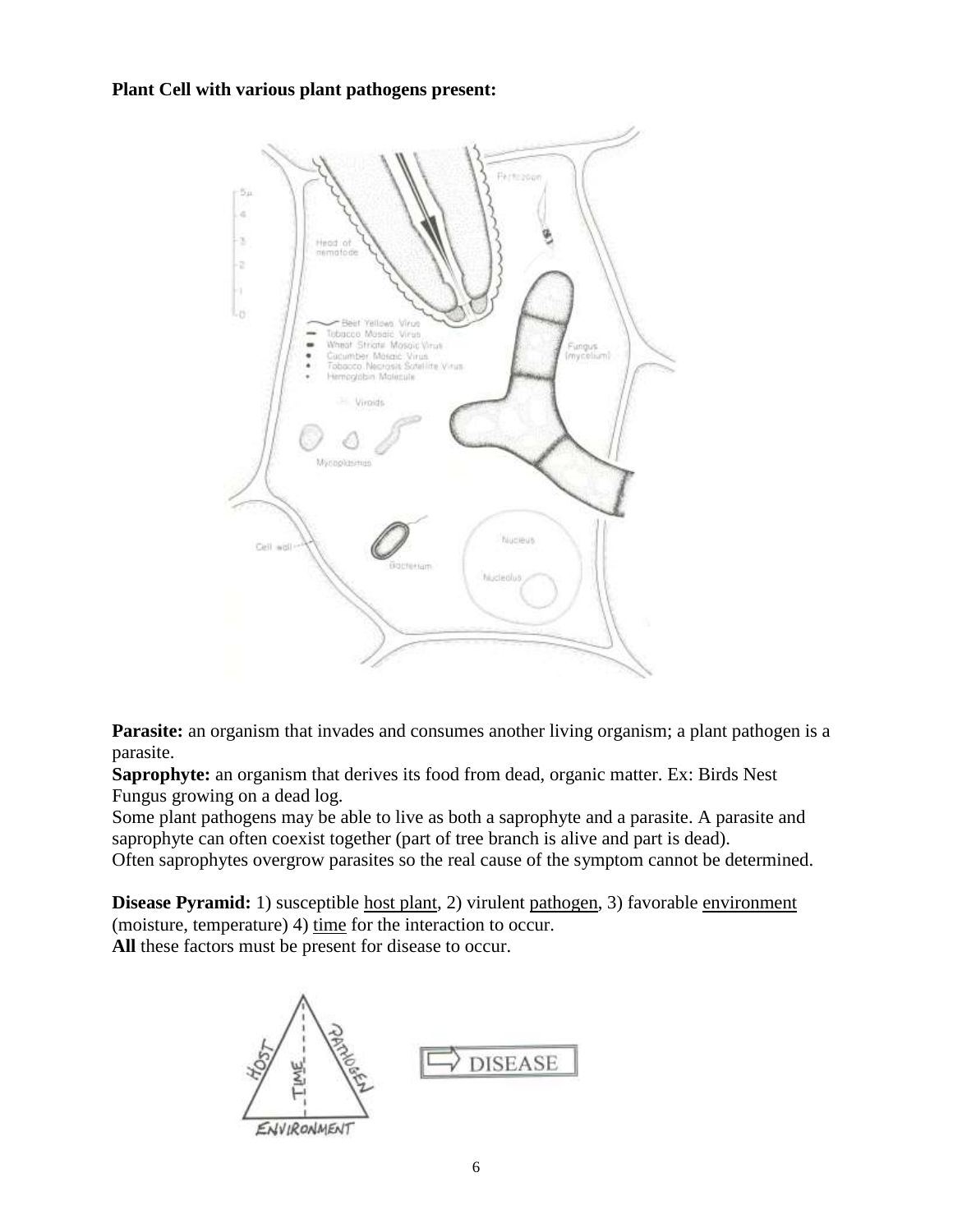**Plant Cell with various plant pathogens present:**

**Parasite:** an organism that invades and consumes another living organism; a plant pathogen is a parasite.
**Saprophyte:** an organism that derives its food from dead, organic matter. Ex: Birds Nest Fungus growing on a dead log.
Some plant pathogens may be able to live as both a saprophyte and a parasite. A parasite and saprophyte can often coexist together (part of tree branch is alive and part is dead).
Often saprophytes overgrow parasites so the real cause of the symptom cannot be determined.

**Disease Pyramid:** 1) susceptible host plant, 2) virulent pathogen, 3) favorable environment (moisture, temperature) 4) time for the interaction to occur.
**All** these factors must be present for disease to occur.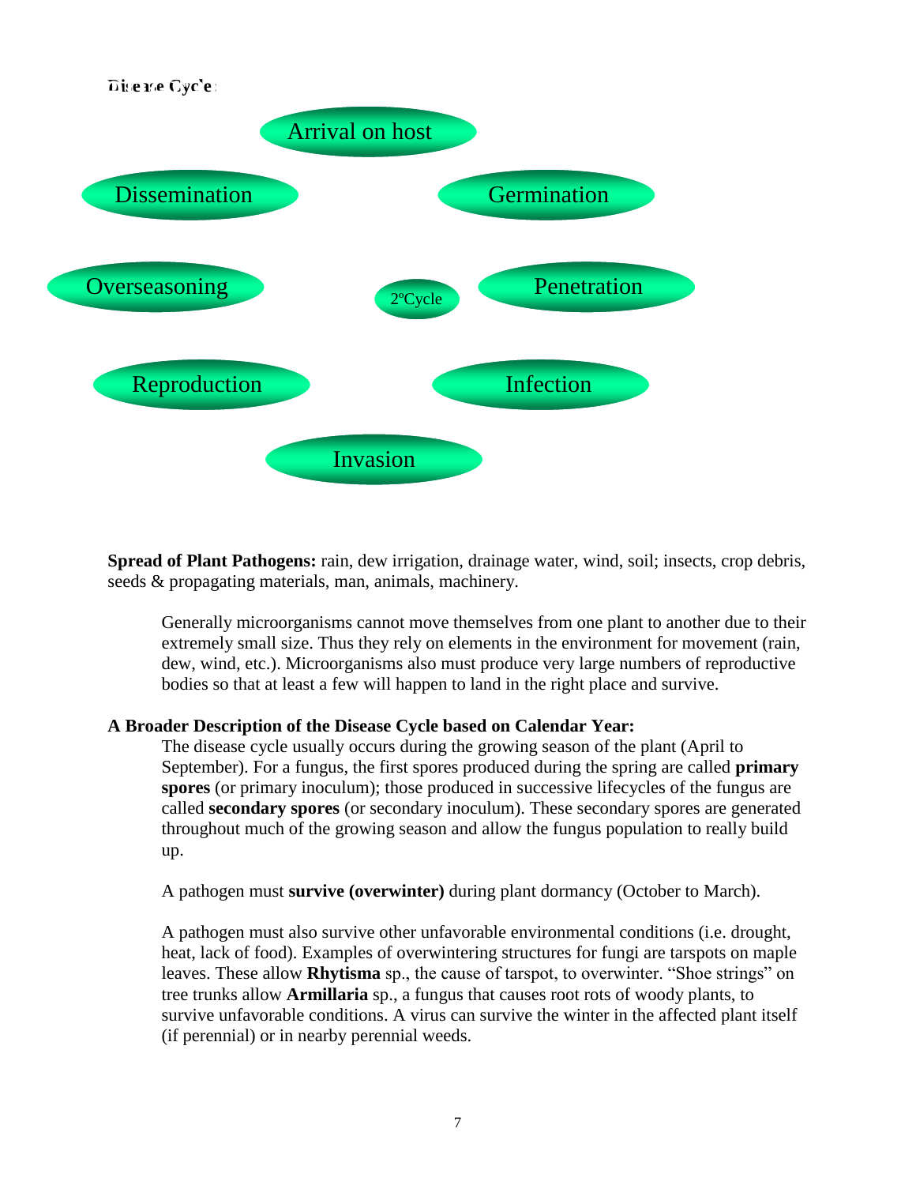**Disease Cycle:**

Arrival on host

Dissemination

Germination

Overseasoning

2ºCycle

Penetration

Reproduction

Infection

Invasion

**Spread of Plant Pathogens:** rain, dew irrigation, drainage water, wind, soil; insects, crop debris, seeds & propagating materials, man, animals, machinery.

> Generally microorganisms cannot move themselves from one plant to another due to their extremely small size. Thus they rely on elements in the environment for movement (rain, dew, wind, etc.). Microorganisms also must produce very large numbers of reproductive bodies so that at least a few will happen to land in the right place and survive.

**A Broader Description of the Disease Cycle based on Calendar Year:**

> The disease cycle usually occurs during the growing season of the plant (April to September). For a fungus, the first spores produced during the spring are called **primary spores** (or primary inoculum); those produced in successive lifecycles of the fungus are called **secondary spores** (or secondary inoculum). These secondary spores are generated throughout much of the growing season and allow the fungus population to really build up.
>
> A pathogen must **survive (overwinter)** during plant dormancy (October to March).
>
> A pathogen must also survive other unfavorable environmental conditions (i.e. drought, heat, lack of food). Examples of overwintering structures for fungi are tarspots on maple leaves. These allow **Rhytisma** sp., the cause of tarspot, to overwinter. "Shoe strings" on tree trunks allow **Armillaria** sp., a fungus that causes root rots of woody plants, to survive unfavorable conditions. A virus can survive the winter in the affected plant itself (if perennial) or in nearby perennial weeds.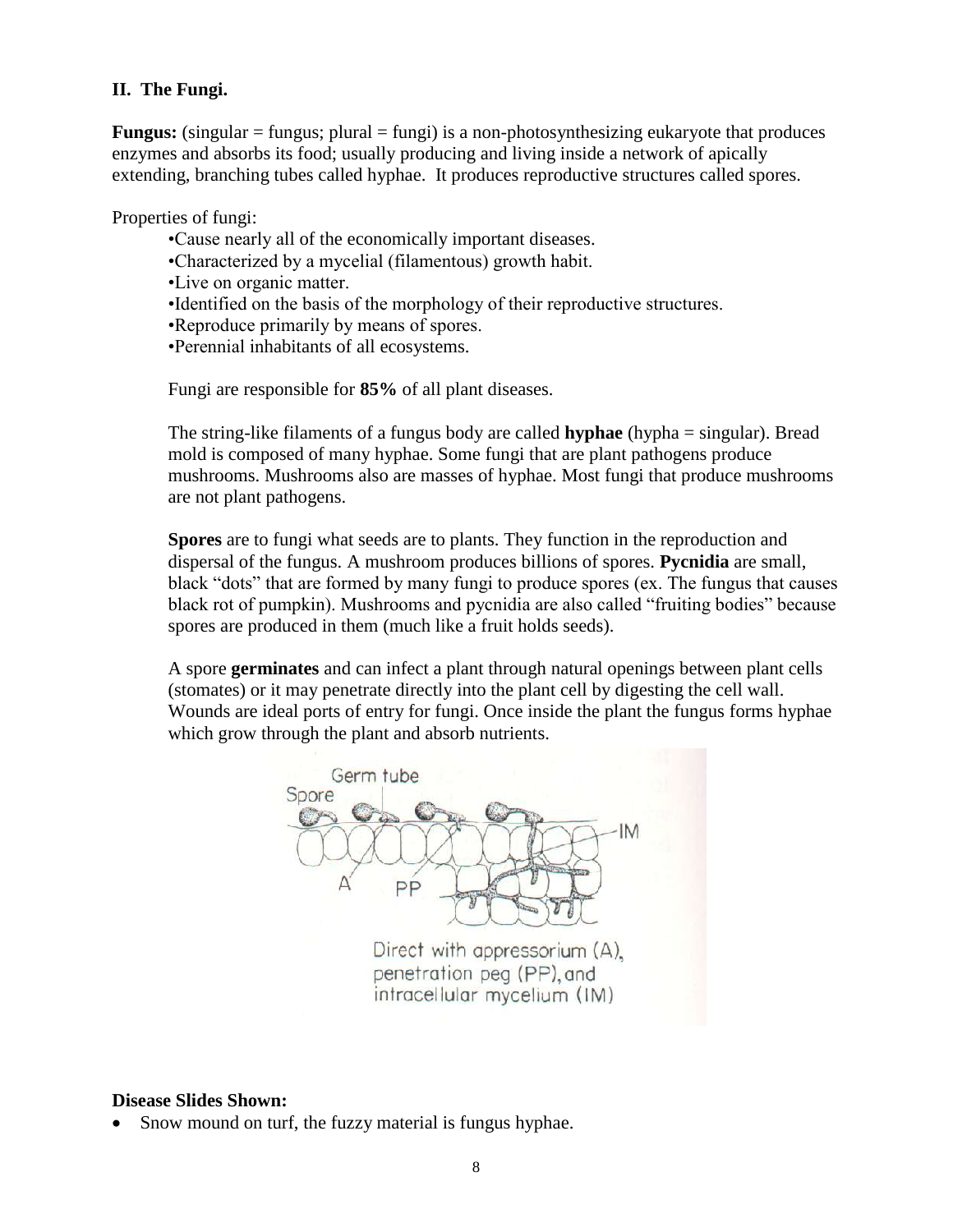## II. The Fungi.

**Fungus:** (singular = fungus; plural = fungi) is a non-photosynthesizing eukaryote that produces enzymes and absorbs its food; usually producing and living inside a network of apically extending, branching tubes called hyphae. It produces reproductive structures called spores.

Properties of fungi:

- Cause nearly all of the economically important diseases.
- Characterized by a mycelial (filamentous) growth habit.
- Live on organic matter.
- Identified on the basis of the morphology of their reproductive structures.
- Reproduce primarily by means of spores.
- Perennial inhabitants of all ecosystems.

Fungi are responsible for **85%** of all plant diseases.

The string-like filaments of a fungus body are called **hyphae** (hypha = singular). Bread mold is composed of many hyphae. Some fungi that are plant pathogens produce mushrooms. Mushrooms also are masses of hyphae. Most fungi that produce mushrooms are not plant pathogens.

**Spores** are to fungi what seeds are to plants. They function in the reproduction and dispersal of the fungus. A mushroom produces billions of spores. **Pycnidia** are small, black "dots" that are formed by many fungi to produce spores (ex. The fungus that causes black rot of pumpkin). Mushrooms and pycnidia are also called "fruiting bodies" because spores are produced in them (much like a fruit holds seeds).

A spore **germinates** and can infect a plant through natural openings between plant cells (stomates) or it may penetrate directly into the plant cell by digesting the cell wall. Wounds are ideal ports of entry for fungi. Once inside the plant the fungus forms hyphae which grow through the plant and absorb nutrients.

Direct with appressorium (A), penetration peg (PP), and intracellular mycelium (IM)

**Disease Slides Shown:**

- Snow mound on turf, the fuzzy material is fungus hyphae.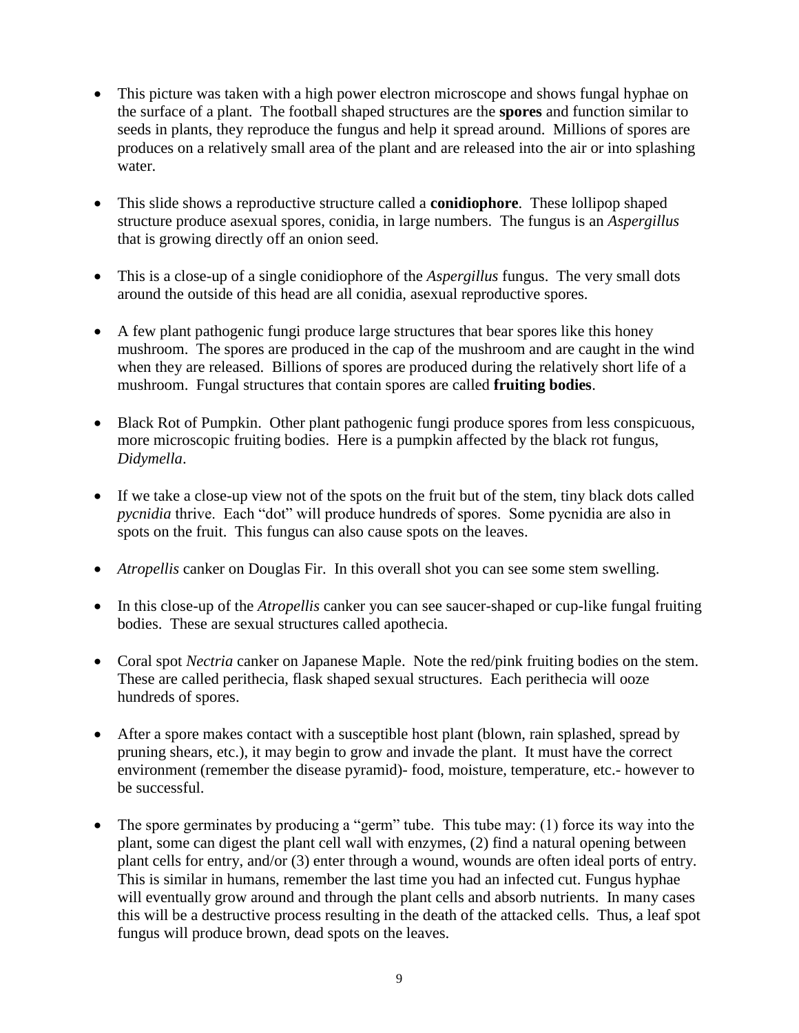- This picture was taken with a high power electron microscope and shows fungal hyphae on the surface of a plant. The football shaped structures are the **spores** and function similar to seeds in plants, they reproduce the fungus and help it spread around. Millions of spores are produces on a relatively small area of the plant and are released into the air or into splashing water.

- This slide shows a reproductive structure called a **conidiophore**. These lollipop shaped structure produce asexual spores, conidia, in large numbers. The fungus is an *Aspergillus* that is growing directly off an onion seed.

- This is a close-up of a single conidiophore of the *Aspergillus* fungus. The very small dots around the outside of this head are all conidia, asexual reproductive spores.

- A few plant pathogenic fungi produce large structures that bear spores like this honey mushroom. The spores are produced in the cap of the mushroom and are caught in the wind when they are released. Billions of spores are produced during the relatively short life of a mushroom. Fungal structures that contain spores are called **fruiting bodies**.

- Black Rot of Pumpkin. Other plant pathogenic fungi produce spores from less conspicuous, more microscopic fruiting bodies. Here is a pumpkin affected by the black rot fungus, *Didymella*.

- If we take a close-up view not of the spots on the fruit but of the stem, tiny black dots called *pycnidia* thrive. Each "dot" will produce hundreds of spores. Some pycnidia are also in spots on the fruit. This fungus can also cause spots on the leaves.

- *Atropellis* canker on Douglas Fir. In this overall shot you can see some stem swelling.

- In this close-up of the *Atropellis* canker you can see saucer-shaped or cup-like fungal fruiting bodies. These are sexual structures called apothecia.

- Coral spot *Nectria* canker on Japanese Maple. Note the red/pink fruiting bodies on the stem. These are called perithecia, flask shaped sexual structures. Each perithecia will ooze hundreds of spores.

- After a spore makes contact with a susceptible host plant (blown, rain splashed, spread by pruning shears, etc.), it may begin to grow and invade the plant. It must have the correct environment (remember the disease pyramid)- food, moisture, temperature, etc.- however to be successful.

- The spore germinates by producing a "germ" tube. This tube may: (1) force its way into the plant, some can digest the plant cell wall with enzymes, (2) find a natural opening between plant cells for entry, and/or (3) enter through a wound, wounds are often ideal ports of entry. This is similar in humans, remember the last time you had an infected cut. Fungus hyphae will eventually grow around and through the plant cells and absorb nutrients. In many cases this will be a destructive process resulting in the death of the attacked cells. Thus, a leaf spot fungus will produce brown, dead spots on the leaves.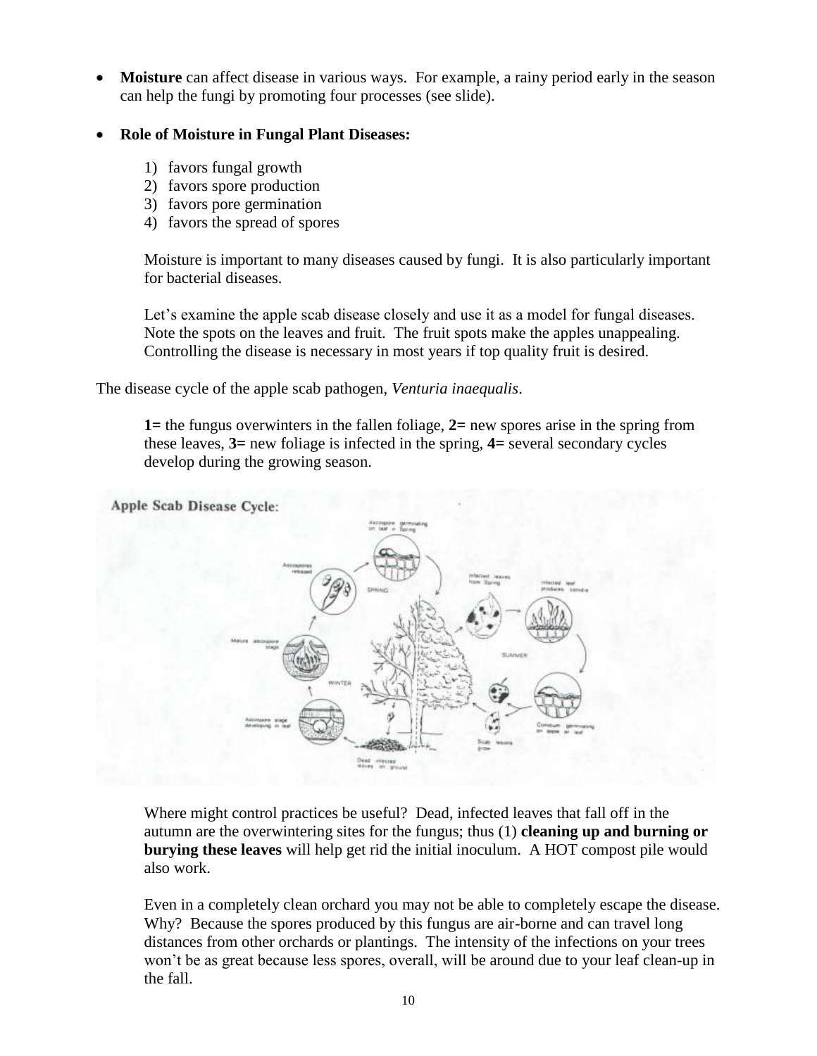- **Moisture** can affect disease in various ways. For example, a rainy period early in the season can help the fungi by promoting four processes (see slide).

- **Role of Moisture in Fungal Plant Diseases:**

  1) favors fungal growth
  2) favors spore production
  3) favors pore germination
  4) favors the spread of spores

  Moisture is important to many diseases caused by fungi. It is also particularly important for bacterial diseases.

  Let's examine the apple scab disease closely and use it as a model for fungal diseases. Note the spots on the leaves and fruit. The fruit spots make the apples unappealing. Controlling the disease is necessary in most years if top quality fruit is desired.

The disease cycle of the apple scab pathogen, *Venturia inaequalis*.

> **1=** the fungus overwinters in the fallen foliage, **2=** new spores arise in the spring from these leaves, **3=** new foliage is infected in the spring, **4=** several secondary cycles develop during the growing season.

**Apple Scab Disease Cycle:**

Where might control practices be useful? Dead, infected leaves that fall off in the autumn are the overwintering sites for the fungus; thus (1) **cleaning up and burning or burying these leaves** will help get rid the initial inoculum. A HOT compost pile would also work.

Even in a completely clean orchard you may not be able to completely escape the disease. Why? Because the spores produced by this fungus are air-borne and can travel long distances from other orchards or plantings. The intensity of the infections on your trees won't be as great because less spores, overall, will be around due to your leaf clean-up in the fall.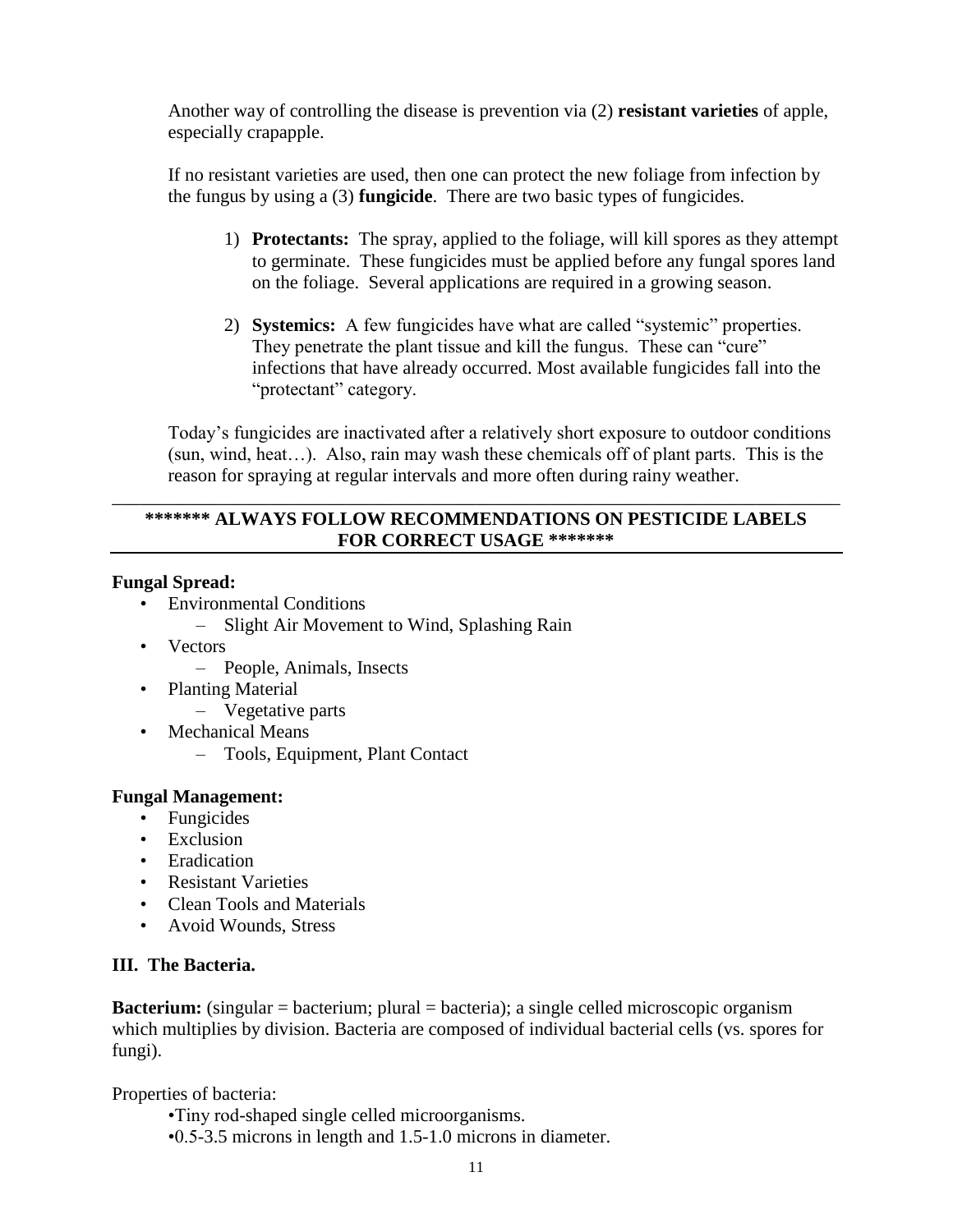Another way of controlling the disease is prevention via (2) **resistant varieties** of apple, especially crapapple.

If no resistant varieties are used, then one can protect the new foliage from infection by the fungus by using a (3) **fungicide**. There are two basic types of fungicides.

1) **Protectants:** The spray, applied to the foliage, will kill spores as they attempt to germinate. These fungicides must be applied before any fungal spores land on the foliage. Several applications are required in a growing season.

2) **Systemics:** A few fungicides have what are called "systemic" properties. They penetrate the plant tissue and kill the fungus. These can "cure" infections that have already occurred. Most available fungicides fall into the "protectant" category.

Today's fungicides are inactivated after a relatively short exposure to outdoor conditions (sun, wind, heat…). Also, rain may wash these chemicals off of plant parts. This is the reason for spraying at regular intervals and more often during rainy weather.

---

**\*\*\*\*\*\*\* ALWAYS FOLLOW RECOMMENDATIONS ON PESTICIDE LABELS FOR CORRECT USAGE \*\*\*\*\*\*\***

---

**Fungal Spread:**

- Environmental Conditions
  - Slight Air Movement to Wind, Splashing Rain
- Vectors
  - People, Animals, Insects
- Planting Material
  - Vegetative parts
- Mechanical Means
  - Tools, Equipment, Plant Contact

**Fungal Management:**

- Fungicides
- Exclusion
- Eradication
- Resistant Varieties
- Clean Tools and Materials
- Avoid Wounds, Stress

### III. The Bacteria.

**Bacterium:** (singular = bacterium; plural = bacteria); a single celled microscopic organism which multiplies by division. Bacteria are composed of individual bacterial cells (vs. spores for fungi).

Properties of bacteria:

- Tiny rod-shaped single celled microorganisms.
- 0.5-3.5 microns in length and 1.5-1.0 microns in diameter.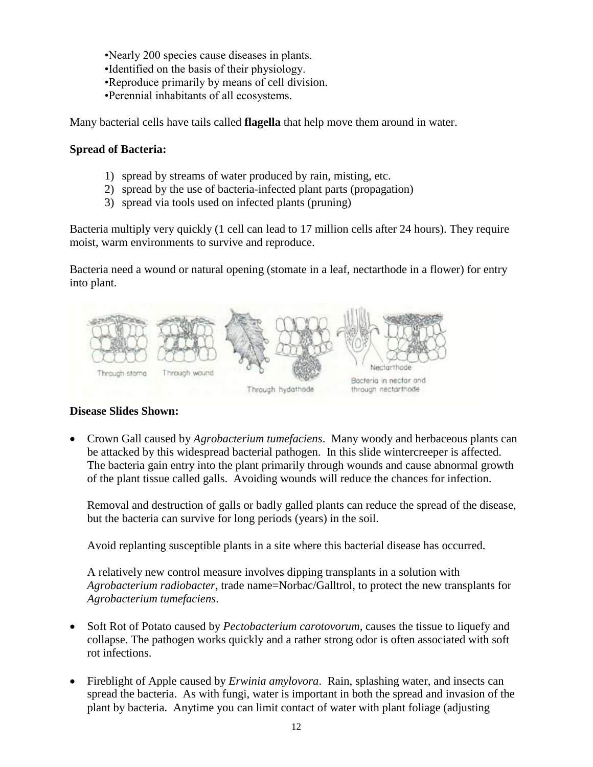•Nearly 200 species cause diseases in plants.
•Identified on the basis of their physiology.
•Reproduce primarily by means of cell division.
•Perennial inhabitants of all ecosystems.

Many bacterial cells have tails called **flagella** that help move them around in water.

**Spread of Bacteria:**

1) spread by streams of water produced by rain, misting, etc.
2) spread by the use of bacteria-infected plant parts (propagation)
3) spread via tools used on infected plants (pruning)

Bacteria multiply very quickly (1 cell can lead to 17 million cells after 24 hours). They require moist, warm environments to survive and reproduce.

Bacteria need a wound or natural opening (stomate in a leaf, nectarthode in a flower) for entry into plant.

Through stoma — Through wound — Through hydathode — Nectarthode — Bacteria in nectar and through nectarthode

**Disease Slides Shown:**

- Crown Gall caused by *Agrobacterium tumefaciens*. Many woody and herbaceous plants can be attacked by this widespread bacterial pathogen. In this slide wintercreeper is affected. The bacteria gain entry into the plant primarily through wounds and cause abnormal growth of the plant tissue called galls. Avoiding wounds will reduce the chances for infection.

  Removal and destruction of galls or badly galled plants can reduce the spread of the disease, but the bacteria can survive for long periods (years) in the soil.

  Avoid replanting susceptible plants in a site where this bacterial disease has occurred.

  A relatively new control measure involves dipping transplants in a solution with *Agrobacterium radiobacter*, trade name=Norbac/Galltrol, to protect the new transplants for *Agrobacterium tumefaciens*.

- Soft Rot of Potato caused by *Pectobacterium carotovorum*, causes the tissue to liquefy and collapse. The pathogen works quickly and a rather strong odor is often associated with soft rot infections.

- Fireblight of Apple caused by *Erwinia amylovora*. Rain, splashing water, and insects can spread the bacteria. As with fungi, water is important in both the spread and invasion of the plant by bacteria. Anytime you can limit contact of water with plant foliage (adjusting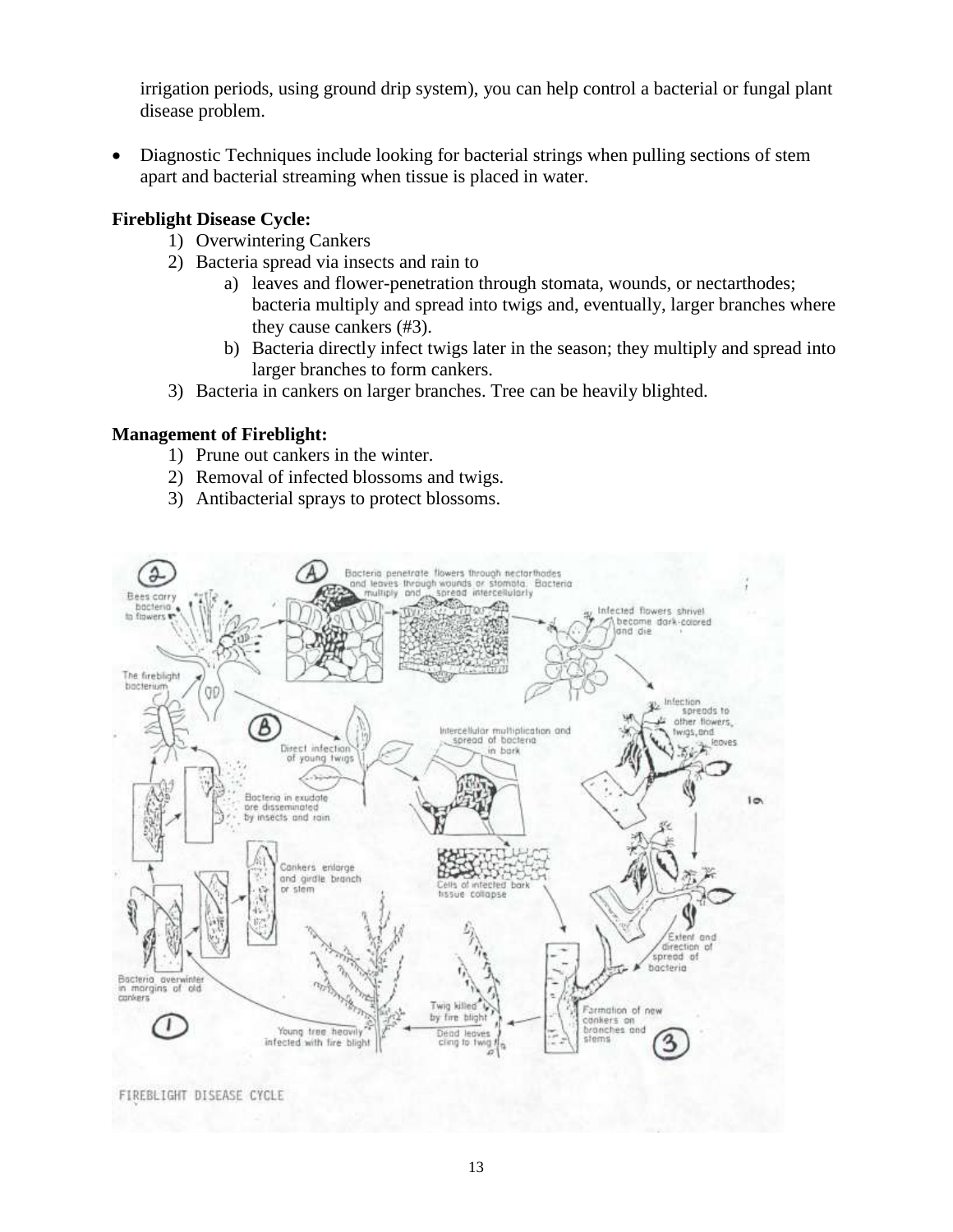irrigation periods, using ground drip system), you can help control a bacterial or fungal plant disease problem.

- Diagnostic Techniques include looking for bacterial strings when pulling sections of stem apart and bacterial streaming when tissue is placed in water.

**Fireblight Disease Cycle:**

1) Overwintering Cankers
2) Bacteria spread via insects and rain to
   a) leaves and flower-penetration through stomata, wounds, or nectarthodes; bacteria multiply and spread into twigs and, eventually, larger branches where they cause cankers (#3).
   b) Bacteria directly infect twigs later in the season; they multiply and spread into larger branches to form cankers.
3) Bacteria in cankers on larger branches. Tree can be heavily blighted.

**Management of Fireblight:**

1) Prune out cankers in the winter.
2) Removal of infected blossoms and twigs.
3) Antibacterial sprays to protect blossoms.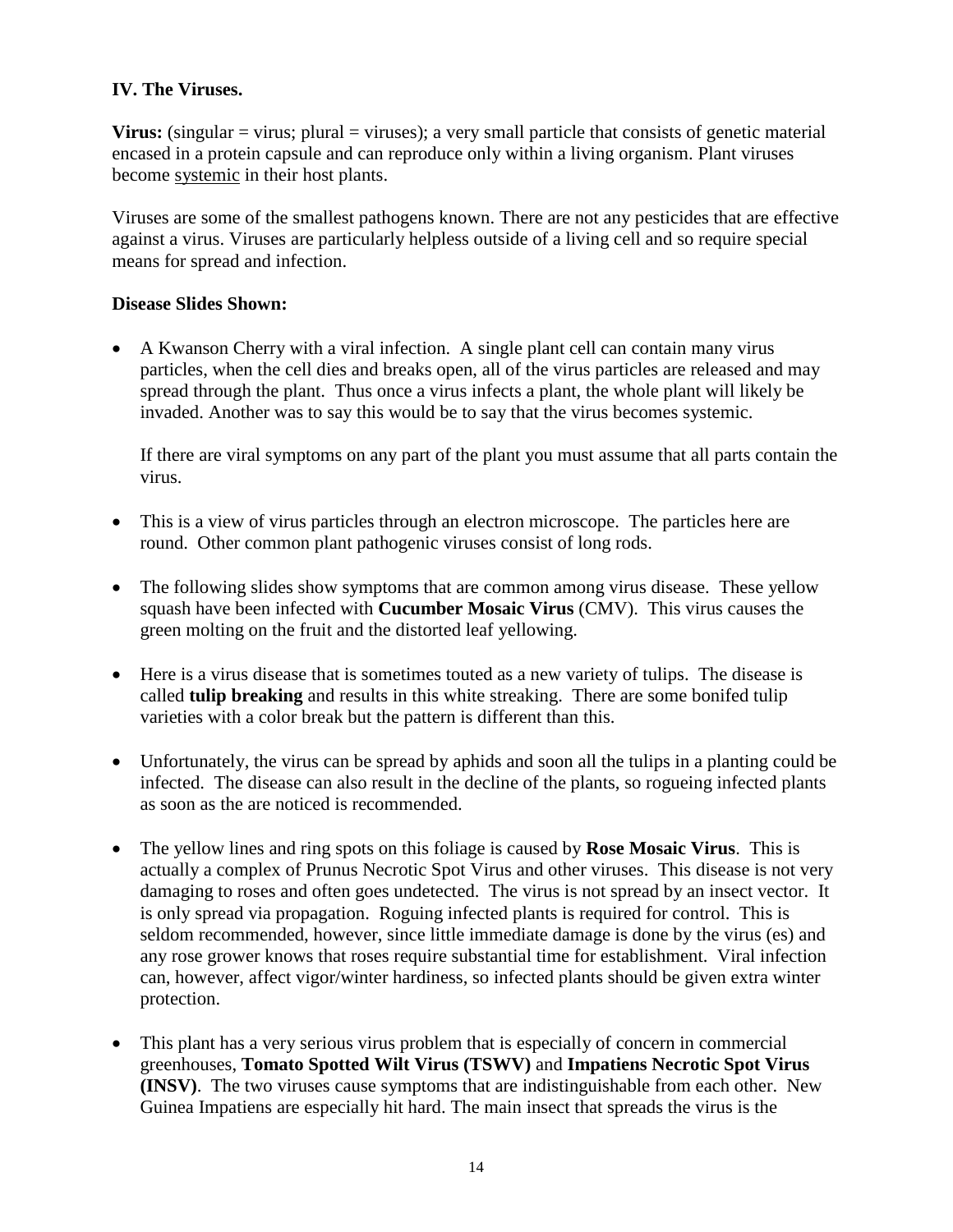**IV. The Viruses.**

**Virus:** (singular = virus; plural = viruses); a very small particle that consists of genetic material encased in a protein capsule and can reproduce only within a living organism. Plant viruses become <u>systemic</u> in their host plants.

Viruses are some of the smallest pathogens known. There are not any pesticides that are effective against a virus. Viruses are particularly helpless outside of a living cell and so require special means for spread and infection.

**Disease Slides Shown:**

- A Kwanson Cherry with a viral infection. A single plant cell can contain many virus particles, when the cell dies and breaks open, all of the virus particles are released and may spread through the plant. Thus once a virus infects a plant, the whole plant will likely be invaded. Another was to say this would be to say that the virus becomes systemic.

  If there are viral symptoms on any part of the plant you must assume that all parts contain the virus.

- This is a view of virus particles through an electron microscope. The particles here are round. Other common plant pathogenic viruses consist of long rods.

- The following slides show symptoms that are common among virus disease. These yellow squash have been infected with **Cucumber Mosaic Virus** (CMV). This virus causes the green molting on the fruit and the distorted leaf yellowing.

- Here is a virus disease that is sometimes touted as a new variety of tulips. The disease is called **tulip breaking** and results in this white streaking. There are some bonifed tulip varieties with a color break but the pattern is different than this.

- Unfortunately, the virus can be spread by aphids and soon all the tulips in a planting could be infected. The disease can also result in the decline of the plants, so rogueing infected plants as soon as the are noticed is recommended.

- The yellow lines and ring spots on this foliage is caused by **Rose Mosaic Virus**. This is actually a complex of Prunus Necrotic Spot Virus and other viruses. This disease is not very damaging to roses and often goes undetected. The virus is not spread by an insect vector. It is only spread via propagation. Roguing infected plants is required for control. This is seldom recommended, however, since little immediate damage is done by the virus (es) and any rose grower knows that roses require substantial time for establishment. Viral infection can, however, affect vigor/winter hardiness, so infected plants should be given extra winter protection.

- This plant has a very serious virus problem that is especially of concern in commercial greenhouses, **Tomato Spotted Wilt Virus (TSWV)** and **Impatiens Necrotic Spot Virus (INSV)**. The two viruses cause symptoms that are indistinguishable from each other. New Guinea Impatiens are especially hit hard. The main insect that spreads the virus is the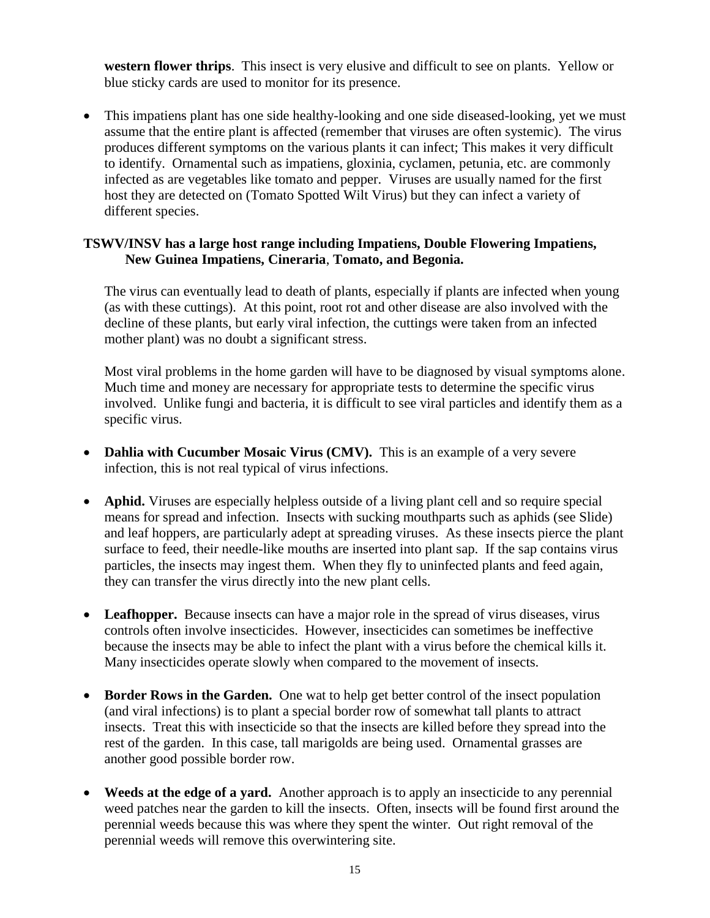**western flower thrips**. This insect is very elusive and difficult to see on plants. Yellow or blue sticky cards are used to monitor for its presence.

- This impatiens plant has one side healthy-looking and one side diseased-looking, yet we must assume that the entire plant is affected (remember that viruses are often systemic). The virus produces different symptoms on the various plants it can infect; This makes it very difficult to identify. Ornamental such as impatiens, gloxinia, cyclamen, petunia, etc. are commonly infected as are vegetables like tomato and pepper. Viruses are usually named for the first host they are detected on (Tomato Spotted Wilt Virus) but they can infect a variety of different species.

**TSWV/INSV has a large host range including Impatiens, Double Flowering Impatiens, New Guinea Impatiens, Cineraria**, **Tomato, and Begonia.**

The virus can eventually lead to death of plants, especially if plants are infected when young (as with these cuttings). At this point, root rot and other disease are also involved with the decline of these plants, but early viral infection, the cuttings were taken from an infected mother plant) was no doubt a significant stress.

Most viral problems in the home garden will have to be diagnosed by visual symptoms alone. Much time and money are necessary for appropriate tests to determine the specific virus involved. Unlike fungi and bacteria, it is difficult to see viral particles and identify them as a specific virus.

- **Dahlia with Cucumber Mosaic Virus (CMV).** This is an example of a very severe infection, this is not real typical of virus infections.

- **Aphid.** Viruses are especially helpless outside of a living plant cell and so require special means for spread and infection. Insects with sucking mouthparts such as aphids (see Slide) and leaf hoppers, are particularly adept at spreading viruses. As these insects pierce the plant surface to feed, their needle-like mouths are inserted into plant sap. If the sap contains virus particles, the insects may ingest them. When they fly to uninfected plants and feed again, they can transfer the virus directly into the new plant cells.

- **Leafhopper.** Because insects can have a major role in the spread of virus diseases, virus controls often involve insecticides. However, insecticides can sometimes be ineffective because the insects may be able to infect the plant with a virus before the chemical kills it. Many insecticides operate slowly when compared to the movement of insects.

- **Border Rows in the Garden.** One wat to help get better control of the insect population (and viral infections) is to plant a special border row of somewhat tall plants to attract insects. Treat this with insecticide so that the insects are killed before they spread into the rest of the garden. In this case, tall marigolds are being used. Ornamental grasses are another good possible border row.

- **Weeds at the edge of a yard.** Another approach is to apply an insecticide to any perennial weed patches near the garden to kill the insects. Often, insects will be found first around the perennial weeds because this was where they spent the winter. Out right removal of the perennial weeds will remove this overwintering site.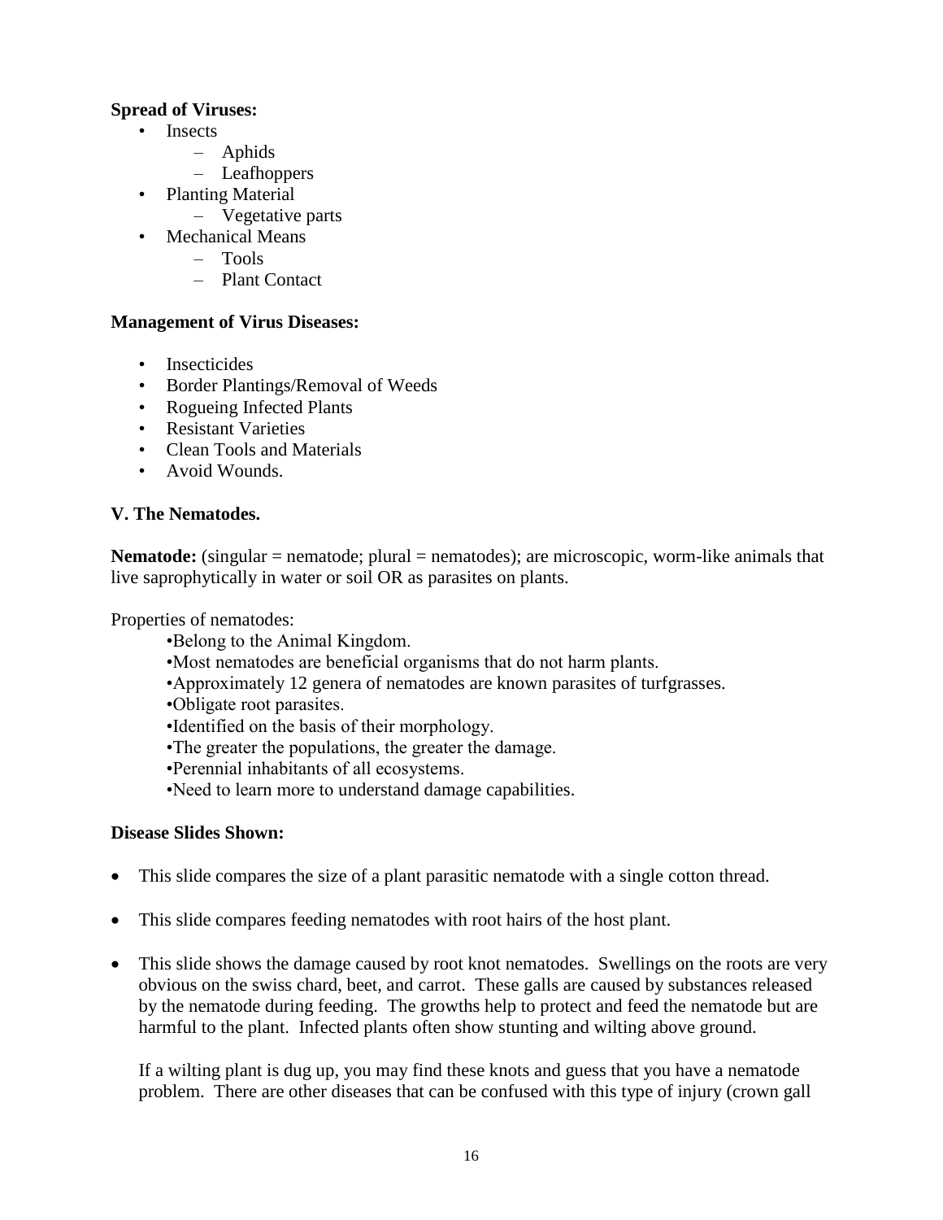**Spread of Viruses:**

- Insects
  - Aphids
  - Leafhoppers
- Planting Material
  - Vegetative parts
- Mechanical Means
  - Tools
  - Plant Contact

**Management of Virus Diseases:**

- Insecticides
- Border Plantings/Removal of Weeds
- Rogueing Infected Plants
- Resistant Varieties
- Clean Tools and Materials
- Avoid Wounds.

**V. The Nematodes.**

**Nematode:** (singular = nematode; plural = nematodes); are microscopic, worm-like animals that live saprophytically in water or soil OR as parasites on plants.

Properties of nematodes:

- Belong to the Animal Kingdom.
- Most nematodes are beneficial organisms that do not harm plants.
- Approximately 12 genera of nematodes are known parasites of turfgrasses.
- Obligate root parasites.
- Identified on the basis of their morphology.
- The greater the populations, the greater the damage.
- Perennial inhabitants of all ecosystems.
- Need to learn more to understand damage capabilities.

**Disease Slides Shown:**

- This slide compares the size of a plant parasitic nematode with a single cotton thread.
- This slide compares feeding nematodes with root hairs of the host plant.
- This slide shows the damage caused by root knot nematodes. Swellings on the roots are very obvious on the swiss chard, beet, and carrot. These galls are caused by substances released by the nematode during feeding. The growths help to protect and feed the nematode but are harmful to the plant. Infected plants often show stunting and wilting above ground.

  If a wilting plant is dug up, you may find these knots and guess that you have a nematode problem. There are other diseases that can be confused with this type of injury (crown gall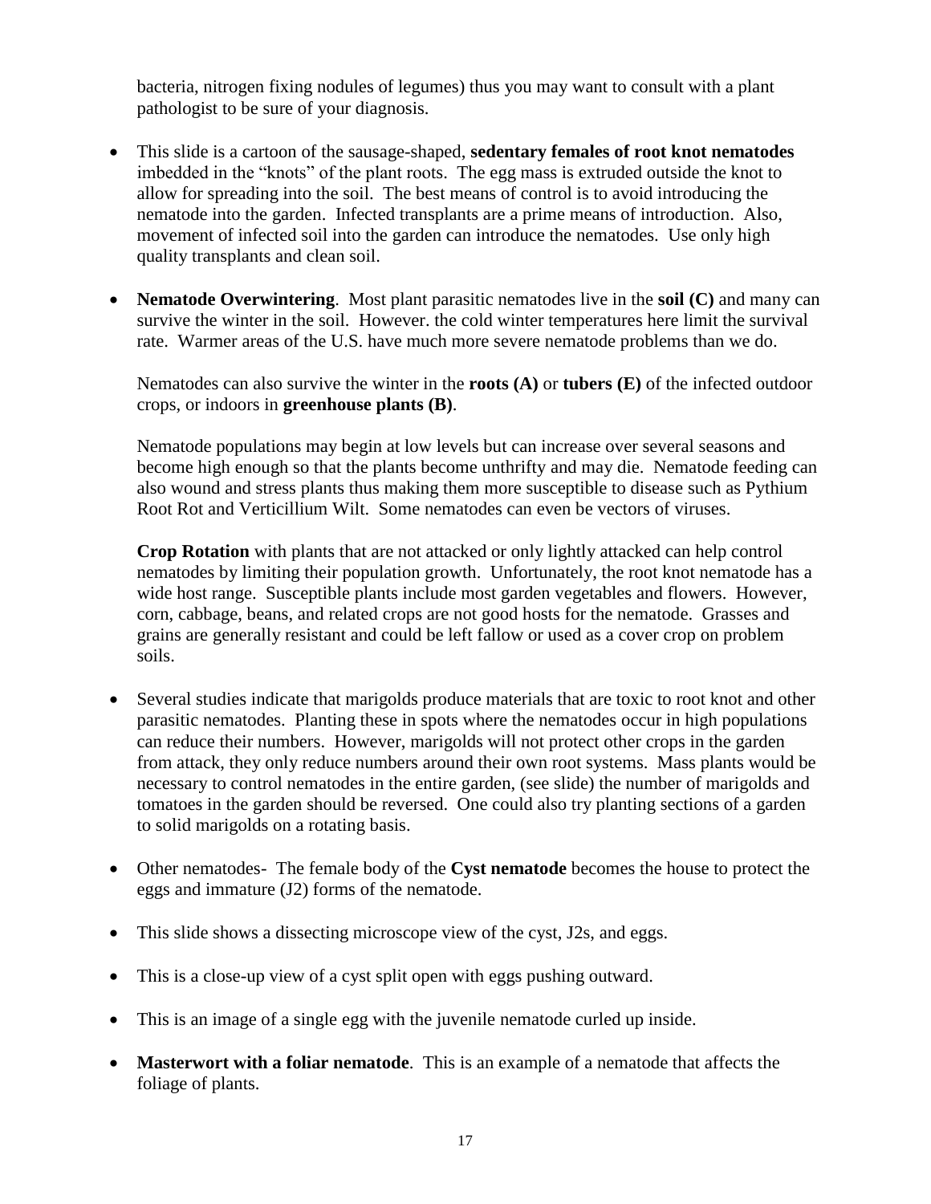bacteria, nitrogen fixing nodules of legumes) thus you may want to consult with a plant pathologist to be sure of your diagnosis.

- This slide is a cartoon of the sausage-shaped, **sedentary females of root knot nematodes** imbedded in the "knots" of the plant roots. The egg mass is extruded outside the knot to allow for spreading into the soil. The best means of control is to avoid introducing the nematode into the garden. Infected transplants are a prime means of introduction. Also, movement of infected soil into the garden can introduce the nematodes. Use only high quality transplants and clean soil.

- **Nematode Overwintering**. Most plant parasitic nematodes live in the **soil (C)** and many can survive the winter in the soil. However. the cold winter temperatures here limit the survival rate. Warmer areas of the U.S. have much more severe nematode problems than we do.

  Nematodes can also survive the winter in the **roots (A)** or **tubers (E)** of the infected outdoor crops, or indoors in **greenhouse plants (B)**.

  Nematode populations may begin at low levels but can increase over several seasons and become high enough so that the plants become unthrifty and may die. Nematode feeding can also wound and stress plants thus making them more susceptible to disease such as Pythium Root Rot and Verticillium Wilt. Some nematodes can even be vectors of viruses.

  **Crop Rotation** with plants that are not attacked or only lightly attacked can help control nematodes by limiting their population growth. Unfortunately, the root knot nematode has a wide host range. Susceptible plants include most garden vegetables and flowers. However, corn, cabbage, beans, and related crops are not good hosts for the nematode. Grasses and grains are generally resistant and could be left fallow or used as a cover crop on problem soils.

- Several studies indicate that marigolds produce materials that are toxic to root knot and other parasitic nematodes. Planting these in spots where the nematodes occur in high populations can reduce their numbers. However, marigolds will not protect other crops in the garden from attack, they only reduce numbers around their own root systems. Mass plants would be necessary to control nematodes in the entire garden, (see slide) the number of marigolds and tomatoes in the garden should be reversed. One could also try planting sections of a garden to solid marigolds on a rotating basis.

- Other nematodes- The female body of the **Cyst nematode** becomes the house to protect the eggs and immature (J2) forms of the nematode.

- This slide shows a dissecting microscope view of the cyst, J2s, and eggs.

- This is a close-up view of a cyst split open with eggs pushing outward.

- This is an image of a single egg with the juvenile nematode curled up inside.

- **Masterwort with a foliar nematode**. This is an example of a nematode that affects the foliage of plants.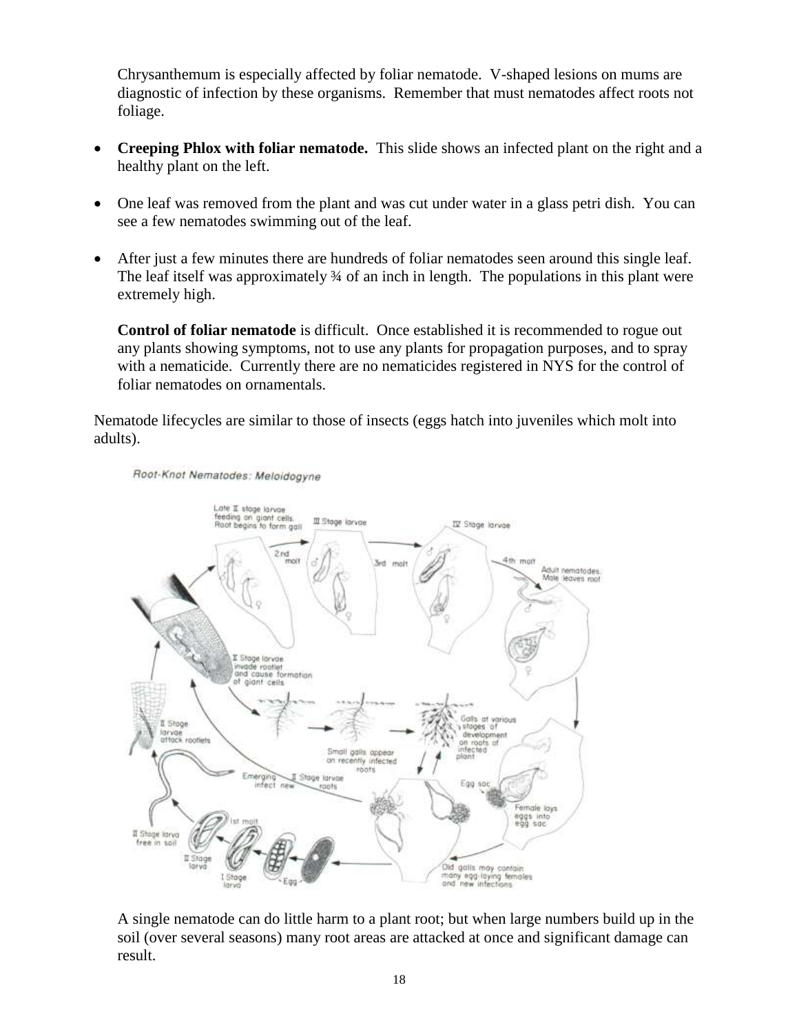Chrysanthemum is especially affected by foliar nematode. V-shaped lesions on mums are diagnostic of infection by these organisms. Remember that must nematodes affect roots not foliage.

- **Creeping Phlox with foliar nematode.** This slide shows an infected plant on the right and a healthy plant on the left.
- One leaf was removed from the plant and was cut under water in a glass petri dish. You can see a few nematodes swimming out of the leaf.
- After just a few minutes there are hundreds of foliar nematodes seen around this single leaf. The leaf itself was approximately ¾ of an inch in length. The populations in this plant were extremely high.

  **Control of foliar nematode** is difficult. Once established it is recommended to rogue out any plants showing symptoms, not to use any plants for propagation purposes, and to spray with a nematicide. Currently there are no nematicides registered in NYS for the control of foliar nematodes on ornamentals.

Nematode lifecycles are similar to those of insects (eggs hatch into juveniles which molt into adults).

*Root-Knot Nematodes: Meloidogyne*

A single nematode can do little harm to a plant root; but when large numbers build up in the soil (over several seasons) many root areas are attacked at once and significant damage can result.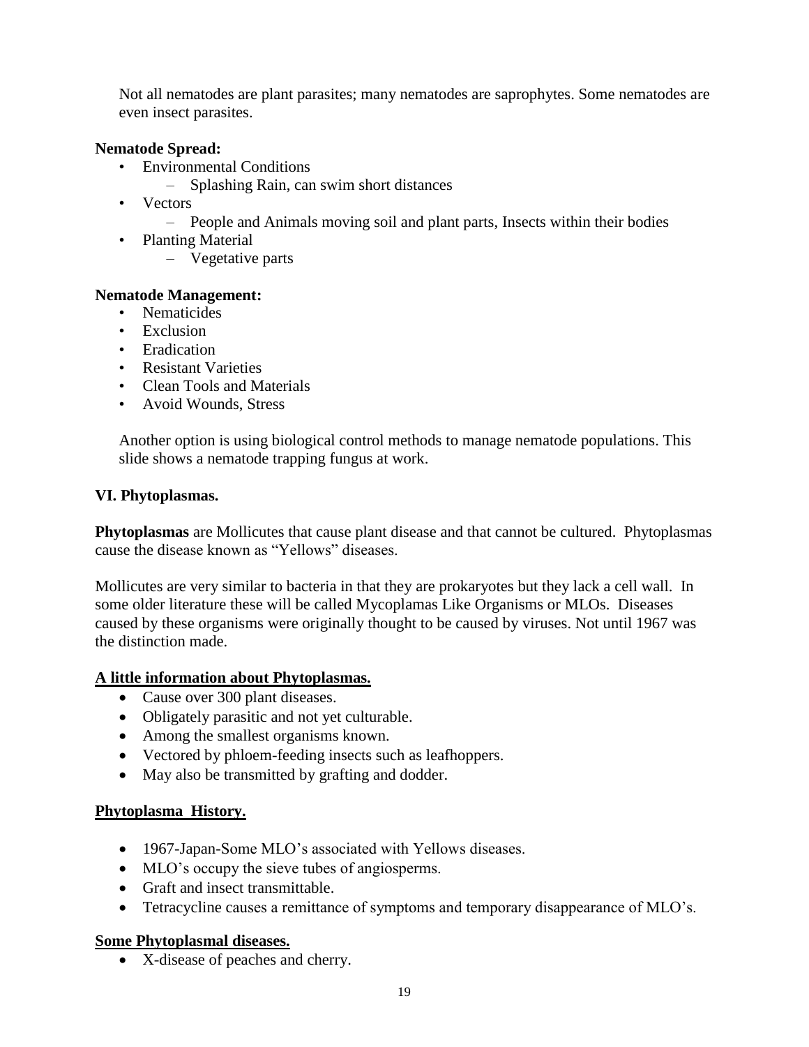Not all nematodes are plant parasites; many nematodes are saprophytes. Some nematodes are even insect parasites.

**Nematode Spread:**

- Environmental Conditions
  - Splashing Rain, can swim short distances
- Vectors
  - People and Animals moving soil and plant parts, Insects within their bodies
- Planting Material
  - Vegetative parts

**Nematode Management:**

- Nematicides
- Exclusion
- Eradication
- Resistant Varieties
- Clean Tools and Materials
- Avoid Wounds, Stress

Another option is using biological control methods to manage nematode populations. This slide shows a nematode trapping fungus at work.

### VI. Phytoplasmas.

**Phytoplasmas** are Mollicutes that cause plant disease and that cannot be cultured. Phytoplasmas cause the disease known as "Yellows" diseases.

Mollicutes are very similar to bacteria in that they are prokaryotes but they lack a cell wall. In some older literature these will be called Mycoplamas Like Organisms or MLOs. Diseases caused by these organisms were originally thought to be caused by viruses. Not until 1967 was the distinction made.

**A little information about Phytoplasmas.**

- Cause over 300 plant diseases.
- Obligately parasitic and not yet culturable.
- Among the smallest organisms known.
- Vectored by phloem-feeding insects such as leafhoppers.
- May also be transmitted by grafting and dodder.

**Phytoplasma History.**

- 1967-Japan-Some MLO's associated with Yellows diseases.
- MLO's occupy the sieve tubes of angiosperms.
- Graft and insect transmittable.
- Tetracycline causes a remittance of symptoms and temporary disappearance of MLO's.

**Some Phytoplasmal diseases.**

- X-disease of peaches and cherry.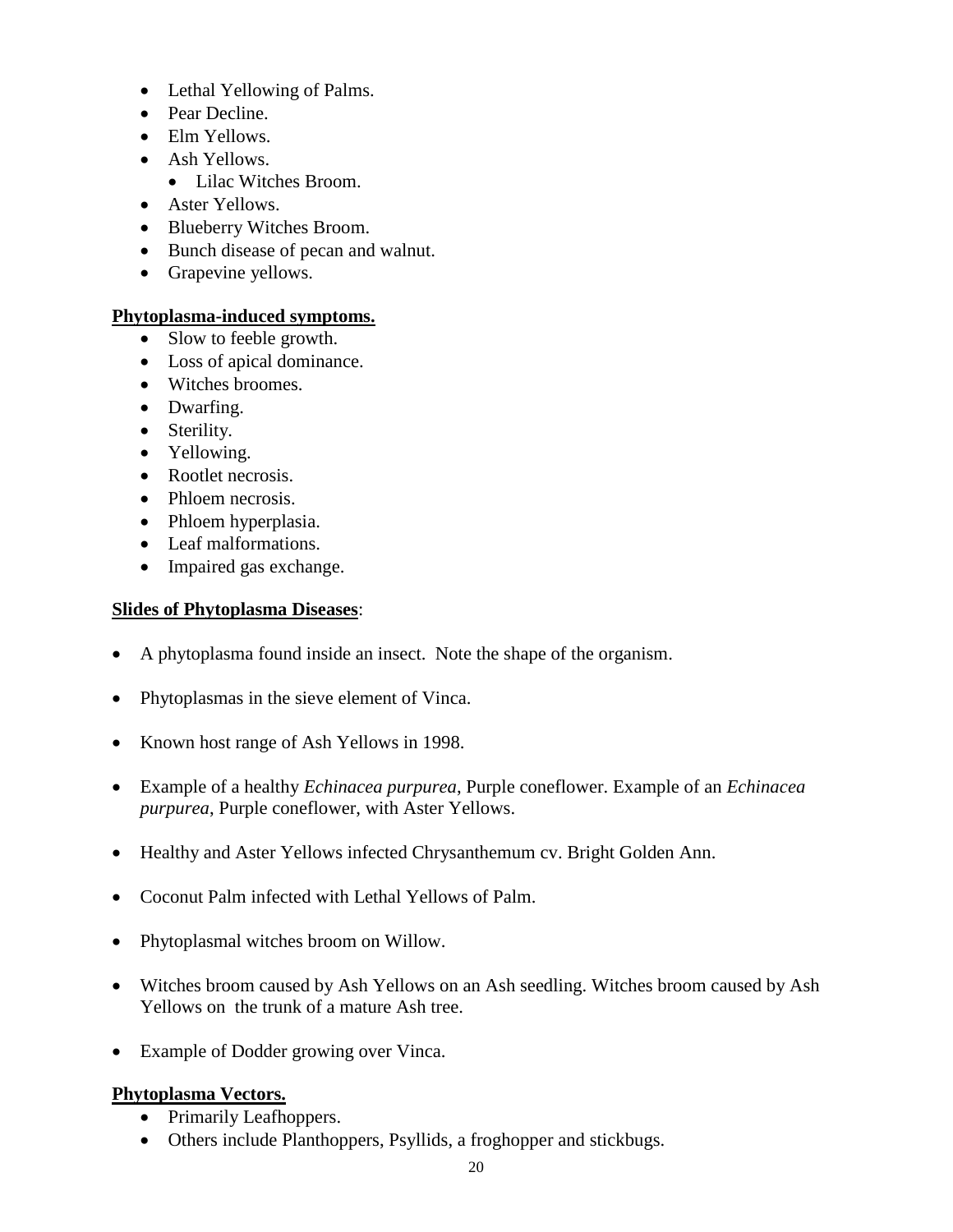- Lethal Yellowing of Palms.
- Pear Decline.
- Elm Yellows.
- Ash Yellows.
  - Lilac Witches Broom.
- Aster Yellows.
- Blueberry Witches Broom.
- Bunch disease of pecan and walnut.
- Grapevine yellows.

**Phytoplasma-induced symptoms.**

- Slow to feeble growth.
- Loss of apical dominance.
- Witches broomes.
- Dwarfing.
- Sterility.
- Yellowing.
- Rootlet necrosis.
- Phloem necrosis.
- Phloem hyperplasia.
- Leaf malformations.
- Impaired gas exchange.

**Slides of Phytoplasma Diseases**:

- A phytoplasma found inside an insect. Note the shape of the organism.
- Phytoplasmas in the sieve element of Vinca.
- Known host range of Ash Yellows in 1998.
- Example of a healthy *Echinacea purpurea*, Purple coneflower. Example of an *Echinacea purpurea*, Purple coneflower, with Aster Yellows.
- Healthy and Aster Yellows infected Chrysanthemum cv. Bright Golden Ann.
- Coconut Palm infected with Lethal Yellows of Palm.
- Phytoplasmal witches broom on Willow.
- Witches broom caused by Ash Yellows on an Ash seedling. Witches broom caused by Ash Yellows on the trunk of a mature Ash tree.
- Example of Dodder growing over Vinca.

**Phytoplasma Vectors.**

- Primarily Leafhoppers.
- Others include Planthoppers, Psyllids, a froghopper and stickbugs.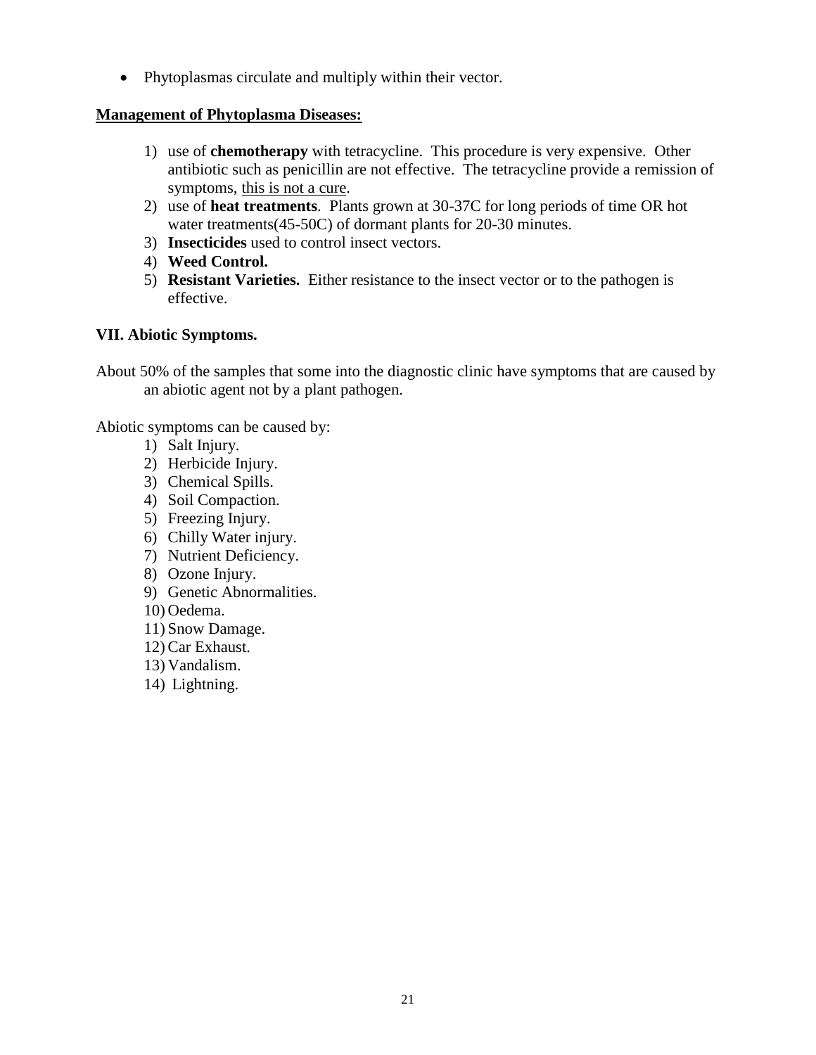- Phytoplasmas circulate and multiply within their vector.

**Management of Phytoplasma Diseases:**

1) use of **chemotherapy** with tetracycline. This procedure is very expensive. Other antibiotic such as penicillin are not effective. The tetracycline provide a remission of symptoms, this is not a cure.
2) use of **heat treatments**. Plants grown at 30-37C for long periods of time OR hot water treatments(45-50C) of dormant plants for 20-30 minutes.
3) **Insecticides** used to control insect vectors.
4) **Weed Control.**
5) **Resistant Varieties.** Either resistance to the insect vector or to the pathogen is effective.

**VII. Abiotic Symptoms.**

About 50% of the samples that some into the diagnostic clinic have symptoms that are caused by an abiotic agent not by a plant pathogen.

Abiotic symptoms can be caused by:

1) Salt Injury.
2) Herbicide Injury.
3) Chemical Spills.
4) Soil Compaction.
5) Freezing Injury.
6) Chilly Water injury.
7) Nutrient Deficiency.
8) Ozone Injury.
9) Genetic Abnormalities.
10) Oedema.
11) Snow Damage.
12) Car Exhaust.
13) Vandalism.
14) Lightning.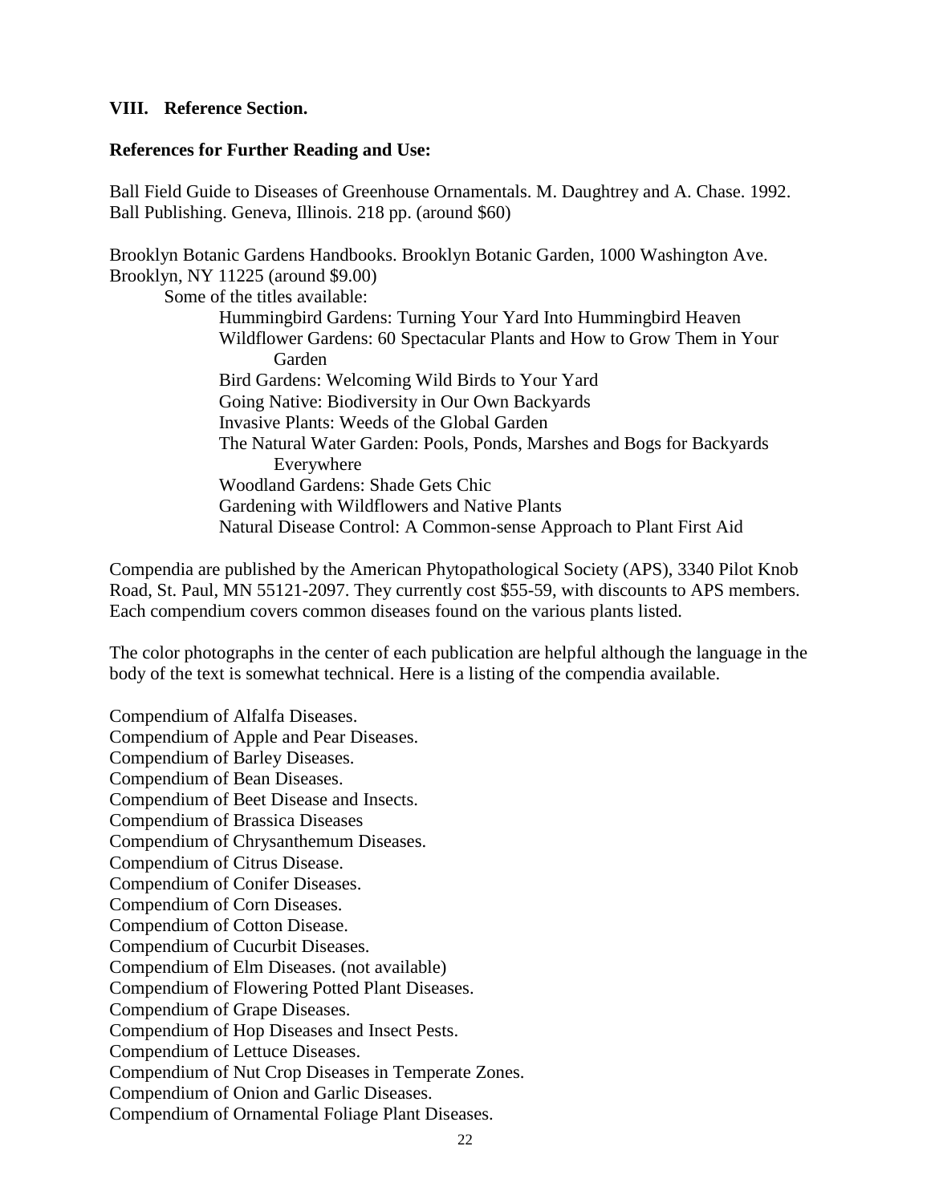## VIII. Reference Section.

**References for Further Reading and Use:**

Ball Field Guide to Diseases of Greenhouse Ornamentals. M. Daughtrey and A. Chase. 1992. Ball Publishing. Geneva, Illinois. 218 pp. (around $60)

Brooklyn Botanic Gardens Handbooks. Brooklyn Botanic Garden, 1000 Washington Ave. Brooklyn, NY 11225 (around $9.00)

Some of the titles available:

- Hummingbird Gardens: Turning Your Yard Into Hummingbird Heaven
- Wildflower Gardens: 60 Spectacular Plants and How to Grow Them in Your Garden
- Bird Gardens: Welcoming Wild Birds to Your Yard
- Going Native: Biodiversity in Our Own Backyards
- Invasive Plants: Weeds of the Global Garden
- The Natural Water Garden: Pools, Ponds, Marshes and Bogs for Backyards Everywhere
- Woodland Gardens: Shade Gets Chic
- Gardening with Wildflowers and Native Plants
- Natural Disease Control: A Common-sense Approach to Plant First Aid

Compendia are published by the American Phytopathological Society (APS), 3340 Pilot Knob Road, St. Paul, MN 55121-2097. They currently cost $55-59, with discounts to APS members. Each compendium covers common diseases found on the various plants listed.

The color photographs in the center of each publication are helpful although the language in the body of the text is somewhat technical. Here is a listing of the compendia available.

Compendium of Alfalfa Diseases.
Compendium of Apple and Pear Diseases.
Compendium of Barley Diseases.
Compendium of Bean Diseases.
Compendium of Beet Disease and Insects.
Compendium of Brassica Diseases
Compendium of Chrysanthemum Diseases.
Compendium of Citrus Disease.
Compendium of Conifer Diseases.
Compendium of Corn Diseases.
Compendium of Cotton Disease.
Compendium of Cucurbit Diseases.
Compendium of Elm Diseases. (not available)
Compendium of Flowering Potted Plant Diseases.
Compendium of Grape Diseases.
Compendium of Hop Diseases and Insect Pests.
Compendium of Lettuce Diseases.
Compendium of Nut Crop Diseases in Temperate Zones.
Compendium of Onion and Garlic Diseases.
Compendium of Ornamental Foliage Plant Diseases.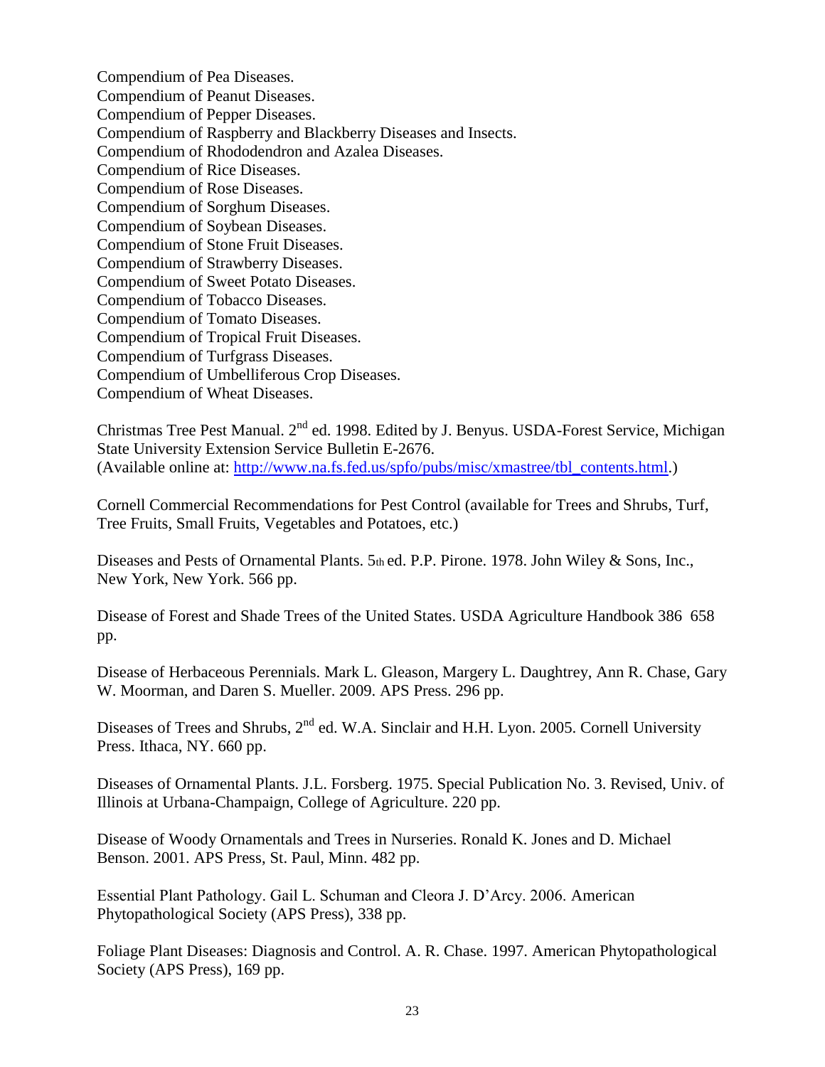Compendium of Pea Diseases.
Compendium of Peanut Diseases.
Compendium of Pepper Diseases.
Compendium of Raspberry and Blackberry Diseases and Insects.
Compendium of Rhododendron and Azalea Diseases.
Compendium of Rice Diseases.
Compendium of Rose Diseases.
Compendium of Sorghum Diseases.
Compendium of Soybean Diseases.
Compendium of Stone Fruit Diseases.
Compendium of Strawberry Diseases.
Compendium of Sweet Potato Diseases.
Compendium of Tobacco Diseases.
Compendium of Tomato Diseases.
Compendium of Tropical Fruit Diseases.
Compendium of Turfgrass Diseases.
Compendium of Umbelliferous Crop Diseases.
Compendium of Wheat Diseases.

Christmas Tree Pest Manual. 2nd ed. 1998. Edited by J. Benyus. USDA-Forest Service, Michigan State University Extension Service Bulletin E-2676.
(Available online at: http://www.na.fs.fed.us/spfo/pubs/misc/xmastree/tbl_contents.html.)

Cornell Commercial Recommendations for Pest Control (available for Trees and Shrubs, Turf, Tree Fruits, Small Fruits, Vegetables and Potatoes, etc.)

Diseases and Pests of Ornamental Plants. 5th ed. P.P. Pirone. 1978. John Wiley & Sons, Inc., New York, New York. 566 pp.

Disease of Forest and Shade Trees of the United States. USDA Agriculture Handbook 386 658 pp.

Disease of Herbaceous Perennials. Mark L. Gleason, Margery L. Daughtrey, Ann R. Chase, Gary W. Moorman, and Daren S. Mueller. 2009. APS Press. 296 pp.

Diseases of Trees and Shrubs, 2nd ed. W.A. Sinclair and H.H. Lyon. 2005. Cornell University Press. Ithaca, NY. 660 pp.

Diseases of Ornamental Plants. J.L. Forsberg. 1975. Special Publication No. 3. Revised, Univ. of Illinois at Urbana-Champaign, College of Agriculture. 220 pp.

Disease of Woody Ornamentals and Trees in Nurseries. Ronald K. Jones and D. Michael Benson. 2001. APS Press, St. Paul, Minn. 482 pp.

Essential Plant Pathology. Gail L. Schuman and Cleora J. D'Arcy. 2006. American Phytopathological Society (APS Press), 338 pp.

Foliage Plant Diseases: Diagnosis and Control. A. R. Chase. 1997. American Phytopathological Society (APS Press), 169 pp.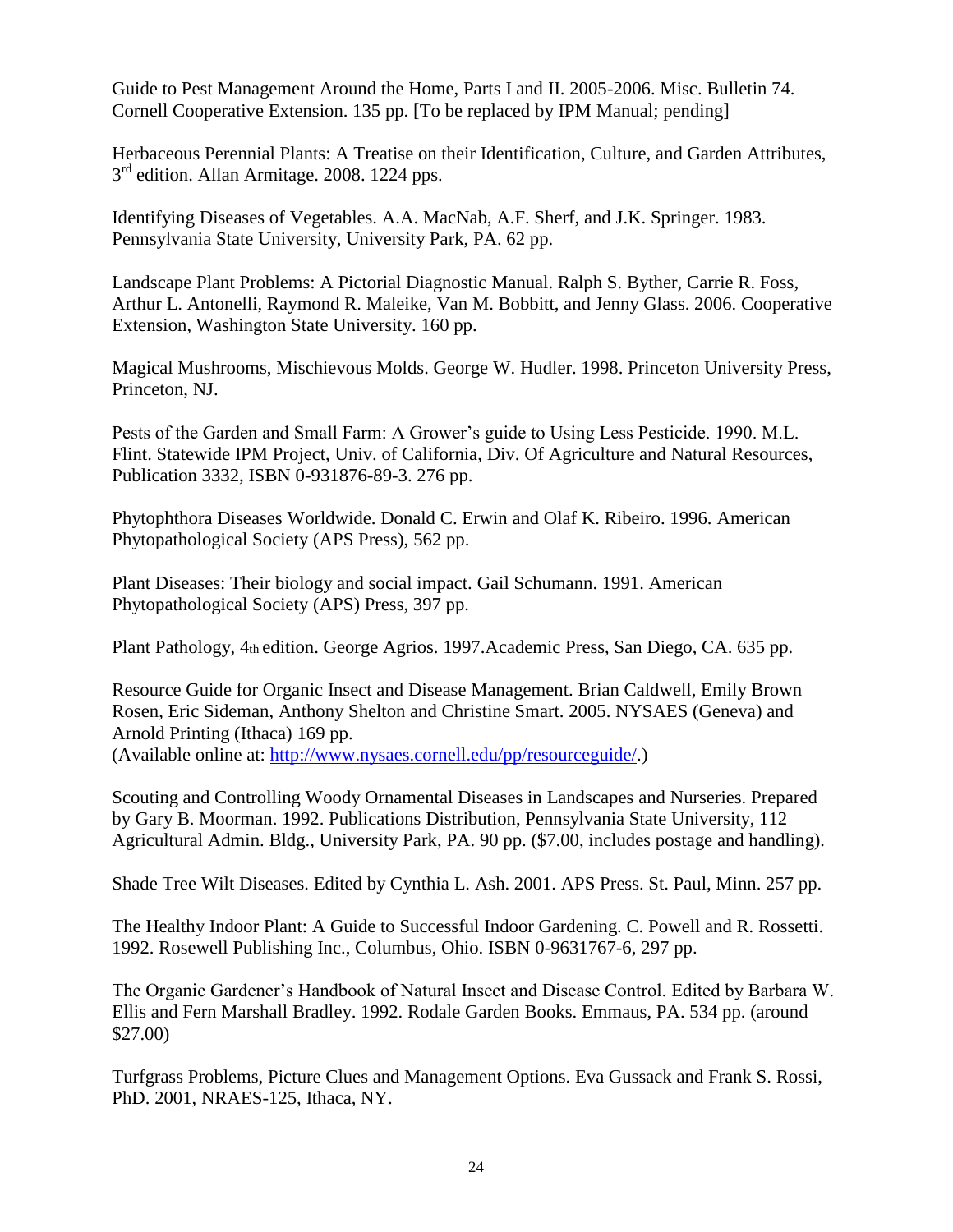Guide to Pest Management Around the Home, Parts I and II. 2005-2006. Misc. Bulletin 74. Cornell Cooperative Extension. 135 pp. [To be replaced by IPM Manual; pending]

Herbaceous Perennial Plants: A Treatise on their Identification, Culture, and Garden Attributes, 3rd edition. Allan Armitage. 2008. 1224 pps.

Identifying Diseases of Vegetables. A.A. MacNab, A.F. Sherf, and J.K. Springer. 1983. Pennsylvania State University, University Park, PA. 62 pp.

Landscape Plant Problems: A Pictorial Diagnostic Manual. Ralph S. Byther, Carrie R. Foss, Arthur L. Antonelli, Raymond R. Maleike, Van M. Bobbitt, and Jenny Glass. 2006. Cooperative Extension, Washington State University. 160 pp.

Magical Mushrooms, Mischievous Molds. George W. Hudler. 1998. Princeton University Press, Princeton, NJ.

Pests of the Garden and Small Farm: A Grower's guide to Using Less Pesticide. 1990. M.L. Flint. Statewide IPM Project, Univ. of California, Div. Of Agriculture and Natural Resources, Publication 3332, ISBN 0-931876-89-3. 276 pp.

Phytophthora Diseases Worldwide. Donald C. Erwin and Olaf K. Ribeiro. 1996. American Phytopathological Society (APS Press), 562 pp.

Plant Diseases: Their biology and social impact. Gail Schumann. 1991. American Phytopathological Society (APS) Press, 397 pp.

Plant Pathology, 4th edition. George Agrios. 1997.Academic Press, San Diego, CA. 635 pp.

Resource Guide for Organic Insect and Disease Management. Brian Caldwell, Emily Brown Rosen, Eric Sideman, Anthony Shelton and Christine Smart. 2005. NYSAES (Geneva) and Arnold Printing (Ithaca) 169 pp.
(Available online at: http://www.nysaes.cornell.edu/pp/resourceguide/.)

Scouting and Controlling Woody Ornamental Diseases in Landscapes and Nurseries. Prepared by Gary B. Moorman. 1992. Publications Distribution, Pennsylvania State University, 112 Agricultural Admin. Bldg., University Park, PA. 90 pp. ($7.00, includes postage and handling).

Shade Tree Wilt Diseases. Edited by Cynthia L. Ash. 2001. APS Press. St. Paul, Minn. 257 pp.

The Healthy Indoor Plant: A Guide to Successful Indoor Gardening. C. Powell and R. Rossetti. 1992. Rosewell Publishing Inc., Columbus, Ohio. ISBN 0-9631767-6, 297 pp.

The Organic Gardener's Handbook of Natural Insect and Disease Control. Edited by Barbara W. Ellis and Fern Marshall Bradley. 1992. Rodale Garden Books. Emmaus, PA. 534 pp. (around $27.00)

Turfgrass Problems, Picture Clues and Management Options. Eva Gussack and Frank S. Rossi, PhD. 2001, NRAES-125, Ithaca, NY.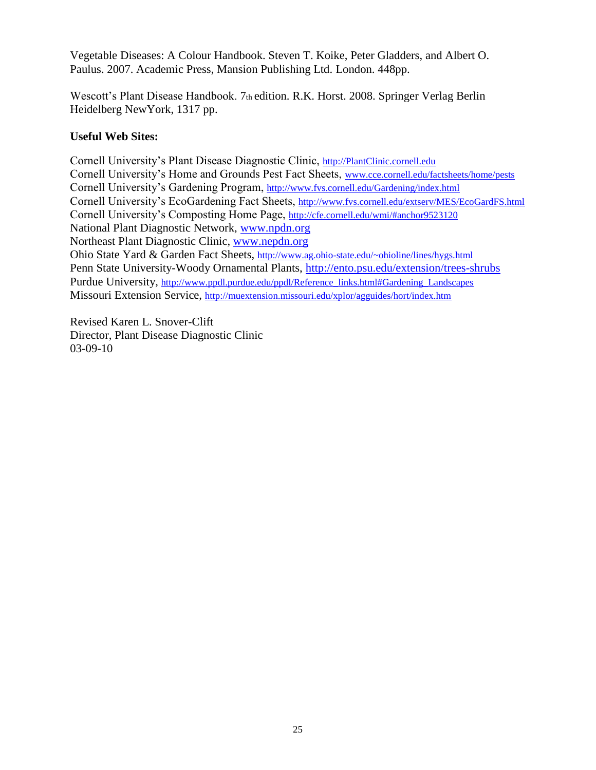Vegetable Diseases: A Colour Handbook. Steven T. Koike, Peter Gladders, and Albert O. Paulus. 2007. Academic Press, Mansion Publishing Ltd. London. 448pp.

Wescott's Plant Disease Handbook. 7th edition. R.K. Horst. 2008. Springer Verlag Berlin Heidelberg NewYork, 1317 pp.

**Useful Web Sites:**

Cornell University's Plant Disease Diagnostic Clinic, http://PlantClinic.cornell.edu
Cornell University's Home and Grounds Pest Fact Sheets, www.cce.cornell.edu/factsheets/home/pests
Cornell University's Gardening Program, http://www.fvs.cornell.edu/Gardening/index.html
Cornell University's EcoGardening Fact Sheets, http://www.fvs.cornell.edu/extserv/MES/EcoGardFS.html
Cornell University's Composting Home Page, http://cfe.cornell.edu/wmi/#anchor9523120
National Plant Diagnostic Network, www.npdn.org
Northeast Plant Diagnostic Clinic, www.nepdn.org
Ohio State Yard & Garden Fact Sheets, http://www.ag.ohio-state.edu/~ohioline/lines/hygs.html
Penn State University-Woody Ornamental Plants, http://ento.psu.edu/extension/trees-shrubs
Purdue University, http://www.ppdl.purdue.edu/ppdl/Reference_links.html#Gardening_Landscapes
Missouri Extension Service, http://muextension.missouri.edu/xplor/agguides/hort/index.htm

Revised Karen L. Snover-Clift
Director, Plant Disease Diagnostic Clinic
03-09-10